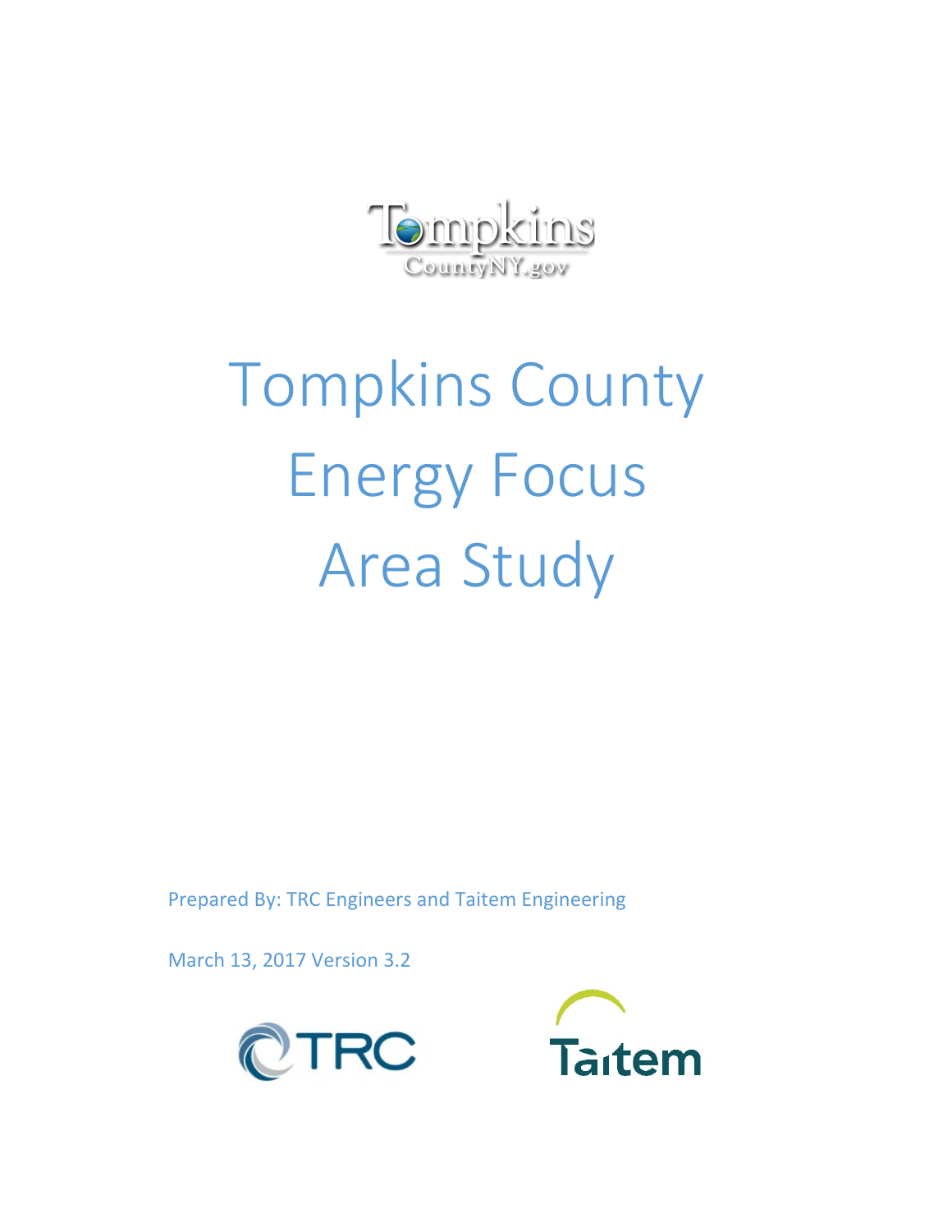Tompkins
CountyNY.gov

# Tompkins County Energy Focus Area Study

Prepared By: TRC Engineers and Taitem Engineering

March 13, 2017 Version 3.2

TRC

Taitem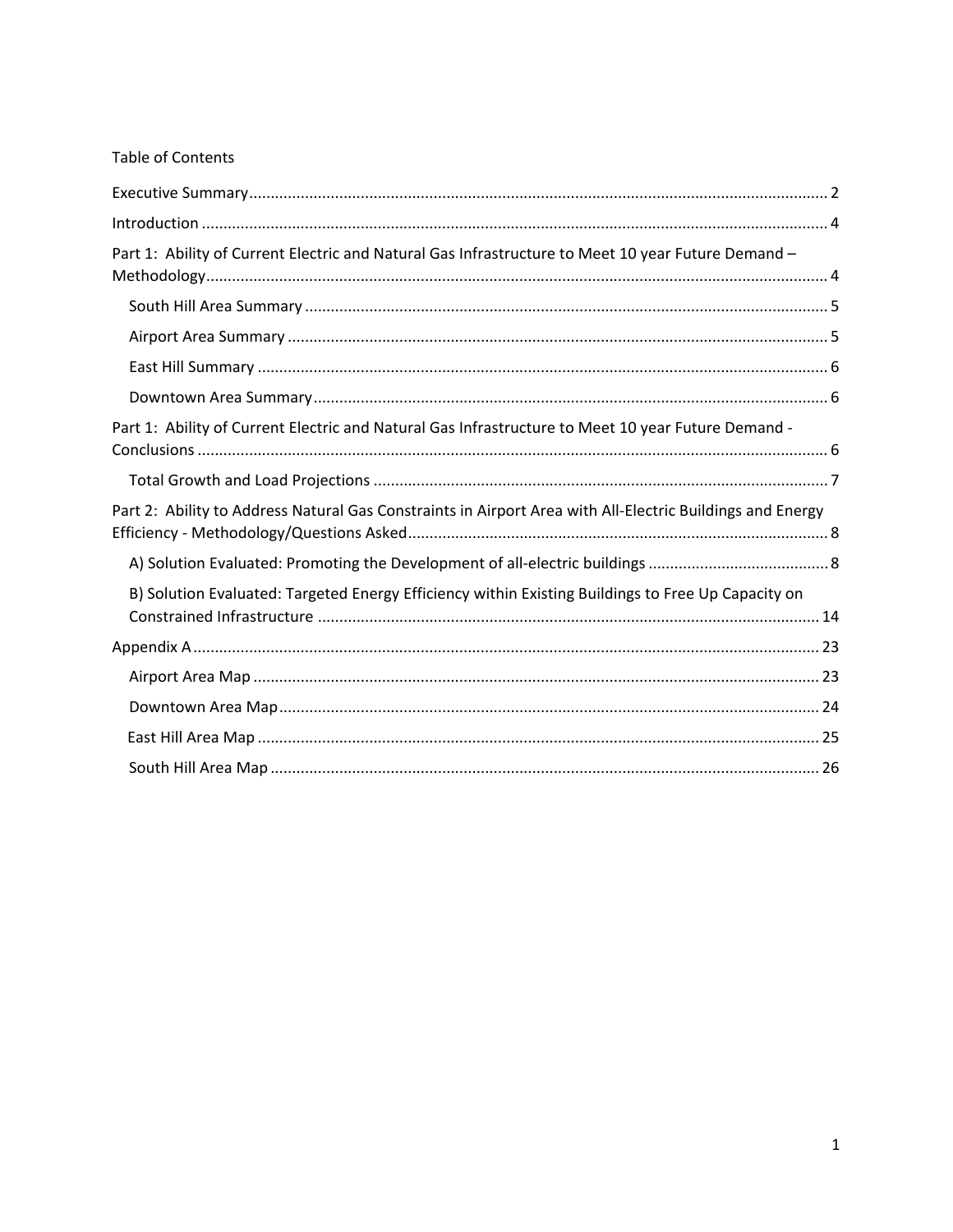Table of Contents

Executive Summary ..... 2

Introduction ..... 4

Part 1: Ability of Current Electric and Natural Gas Infrastructure to Meet 10 year Future Demand – Methodology ..... 4

- South Hill Area Summary ..... 5
- Airport Area Summary ..... 5
- East Hill Summary ..... 6
- Downtown Area Summary ..... 6

Part 1: Ability of Current Electric and Natural Gas Infrastructure to Meet 10 year Future Demand - Conclusions ..... 6

- Total Growth and Load Projections ..... 7

Part 2: Ability to Address Natural Gas Constraints in Airport Area with All-Electric Buildings and Energy Efficiency - Methodology/Questions Asked ..... 8

- A) Solution Evaluated: Promoting the Development of all-electric buildings ..... 8
- B) Solution Evaluated: Targeted Energy Efficiency within Existing Buildings to Free Up Capacity on Constrained Infrastructure ..... 14

Appendix A ..... 23

- Airport Area Map ..... 23
- Downtown Area Map ..... 24
- East Hill Area Map ..... 25
- South Hill Area Map ..... 26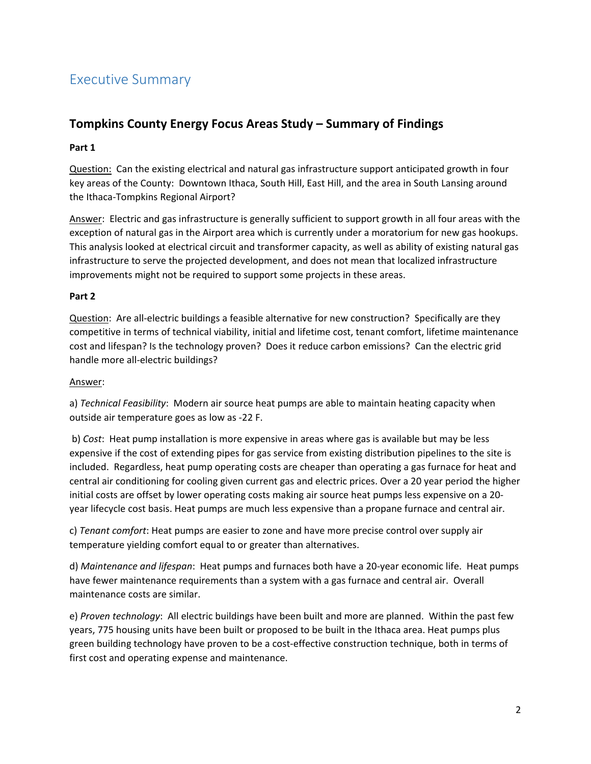# Executive Summary

## Tompkins County Energy Focus Areas Study – Summary of Findings

**Part 1**

Question: Can the existing electrical and natural gas infrastructure support anticipated growth in four key areas of the County: Downtown Ithaca, South Hill, East Hill, and the area in South Lansing around the Ithaca-Tompkins Regional Airport?

Answer: Electric and gas infrastructure is generally sufficient to support growth in all four areas with the exception of natural gas in the Airport area which is currently under a moratorium for new gas hookups. This analysis looked at electrical circuit and transformer capacity, as well as ability of existing natural gas infrastructure to serve the projected development, and does not mean that localized infrastructure improvements might not be required to support some projects in these areas.

**Part 2**

Question: Are all-electric buildings a feasible alternative for new construction? Specifically are they competitive in terms of technical viability, initial and lifetime cost, tenant comfort, lifetime maintenance cost and lifespan? Is the technology proven? Does it reduce carbon emissions? Can the electric grid handle more all-electric buildings?

Answer:

a) *Technical Feasibility*: Modern air source heat pumps are able to maintain heating capacity when outside air temperature goes as low as -22 F.

b) *Cost*: Heat pump installation is more expensive in areas where gas is available but may be less expensive if the cost of extending pipes for gas service from existing distribution pipelines to the site is included. Regardless, heat pump operating costs are cheaper than operating a gas furnace for heat and central air conditioning for cooling given current gas and electric prices. Over a 20 year period the higher initial costs are offset by lower operating costs making air source heat pumps less expensive on a 20-year lifecycle cost basis. Heat pumps are much less expensive than a propane furnace and central air.

c) *Tenant comfort*: Heat pumps are easier to zone and have more precise control over supply air temperature yielding comfort equal to or greater than alternatives.

d) *Maintenance and lifespan*: Heat pumps and furnaces both have a 20-year economic life. Heat pumps have fewer maintenance requirements than a system with a gas furnace and central air. Overall maintenance costs are similar.

e) *Proven technology*: All electric buildings have been built and more are planned. Within the past few years, 775 housing units have been built or proposed to be built in the Ithaca area. Heat pumps plus green building technology have proven to be a cost-effective construction technique, both in terms of first cost and operating expense and maintenance.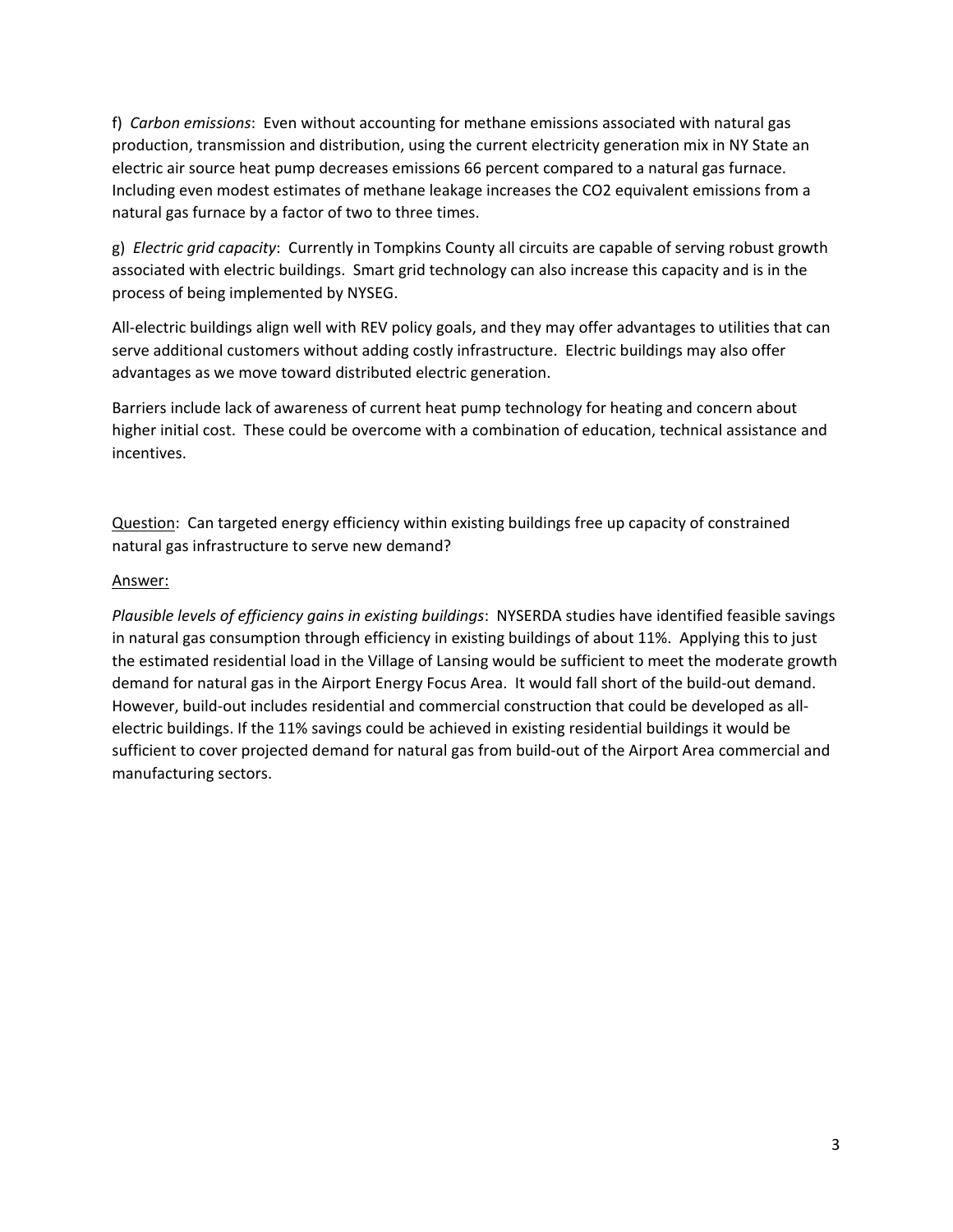f) *Carbon emissions*: Even without accounting for methane emissions associated with natural gas production, transmission and distribution, using the current electricity generation mix in NY State an electric air source heat pump decreases emissions 66 percent compared to a natural gas furnace. Including even modest estimates of methane leakage increases the CO2 equivalent emissions from a natural gas furnace by a factor of two to three times.

g) *Electric grid capacity*: Currently in Tompkins County all circuits are capable of serving robust growth associated with electric buildings. Smart grid technology can also increase this capacity and is in the process of being implemented by NYSEG.

All-electric buildings align well with REV policy goals, and they may offer advantages to utilities that can serve additional customers without adding costly infrastructure. Electric buildings may also offer advantages as we move toward distributed electric generation.

Barriers include lack of awareness of current heat pump technology for heating and concern about higher initial cost. These could be overcome with a combination of education, technical assistance and incentives.

<u>Question</u>: Can targeted energy efficiency within existing buildings free up capacity of constrained natural gas infrastructure to serve new demand?

<u>Answer:</u>

*Plausible levels of efficiency gains in existing buildings*: NYSERDA studies have identified feasible savings in natural gas consumption through efficiency in existing buildings of about 11%. Applying this to just the estimated residential load in the Village of Lansing would be sufficient to meet the moderate growth demand for natural gas in the Airport Energy Focus Area. It would fall short of the build-out demand. However, build-out includes residential and commercial construction that could be developed as all-electric buildings. If the 11% savings could be achieved in existing residential buildings it would be sufficient to cover projected demand for natural gas from build-out of the Airport Area commercial and manufacturing sectors.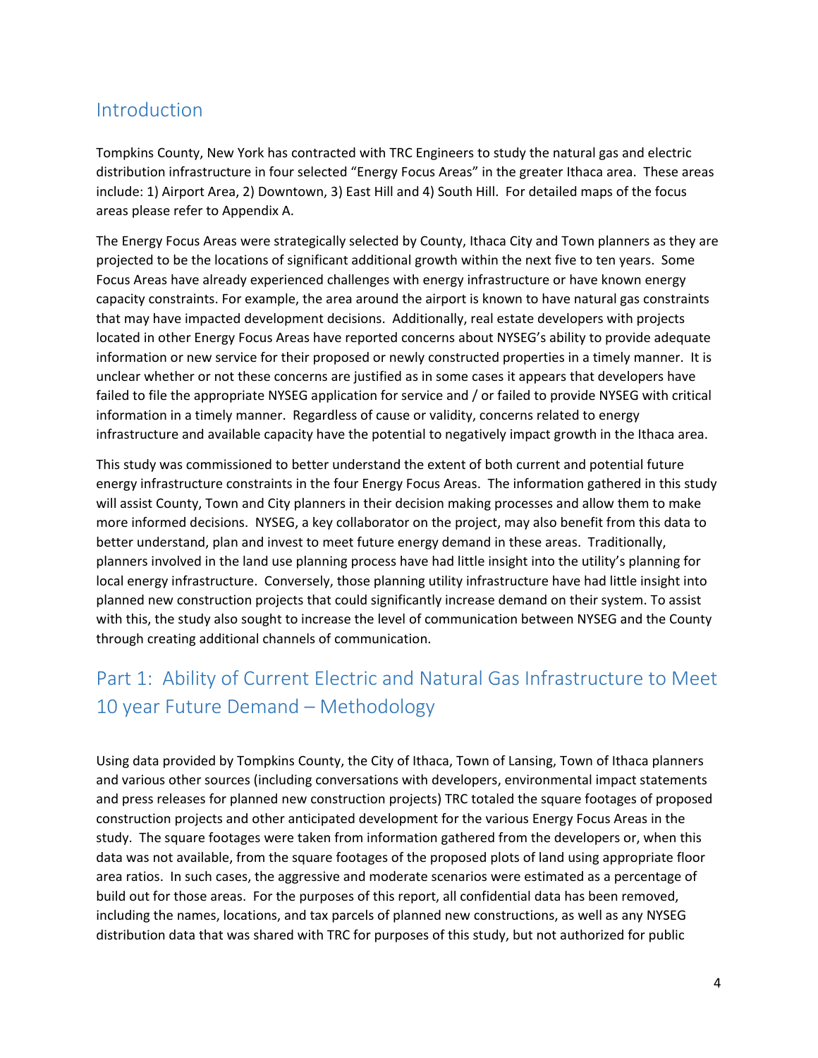## Introduction

Tompkins County, New York has contracted with TRC Engineers to study the natural gas and electric distribution infrastructure in four selected "Energy Focus Areas" in the greater Ithaca area. These areas include: 1) Airport Area, 2) Downtown, 3) East Hill and 4) South Hill. For detailed maps of the focus areas please refer to Appendix A.

The Energy Focus Areas were strategically selected by County, Ithaca City and Town planners as they are projected to be the locations of significant additional growth within the next five to ten years. Some Focus Areas have already experienced challenges with energy infrastructure or have known energy capacity constraints. For example, the area around the airport is known to have natural gas constraints that may have impacted development decisions. Additionally, real estate developers with projects located in other Energy Focus Areas have reported concerns about NYSEG's ability to provide adequate information or new service for their proposed or newly constructed properties in a timely manner. It is unclear whether or not these concerns are justified as in some cases it appears that developers have failed to file the appropriate NYSEG application for service and / or failed to provide NYSEG with critical information in a timely manner. Regardless of cause or validity, concerns related to energy infrastructure and available capacity have the potential to negatively impact growth in the Ithaca area.

This study was commissioned to better understand the extent of both current and potential future energy infrastructure constraints in the four Energy Focus Areas. The information gathered in this study will assist County, Town and City planners in their decision making processes and allow them to make more informed decisions. NYSEG, a key collaborator on the project, may also benefit from this data to better understand, plan and invest to meet future energy demand in these areas. Traditionally, planners involved in the land use planning process have had little insight into the utility's planning for local energy infrastructure. Conversely, those planning utility infrastructure have had little insight into planned new construction projects that could significantly increase demand on their system. To assist with this, the study also sought to increase the level of communication between NYSEG and the County through creating additional channels of communication.

## Part 1: Ability of Current Electric and Natural Gas Infrastructure to Meet 10 year Future Demand – Methodology

Using data provided by Tompkins County, the City of Ithaca, Town of Lansing, Town of Ithaca planners and various other sources (including conversations with developers, environmental impact statements and press releases for planned new construction projects) TRC totaled the square footages of proposed construction projects and other anticipated development for the various Energy Focus Areas in the study. The square footages were taken from information gathered from the developers or, when this data was not available, from the square footages of the proposed plots of land using appropriate floor area ratios. In such cases, the aggressive and moderate scenarios were estimated as a percentage of build out for those areas. For the purposes of this report, all confidential data has been removed, including the names, locations, and tax parcels of planned new constructions, as well as any NYSEG distribution data that was shared with TRC for purposes of this study, but not authorized for public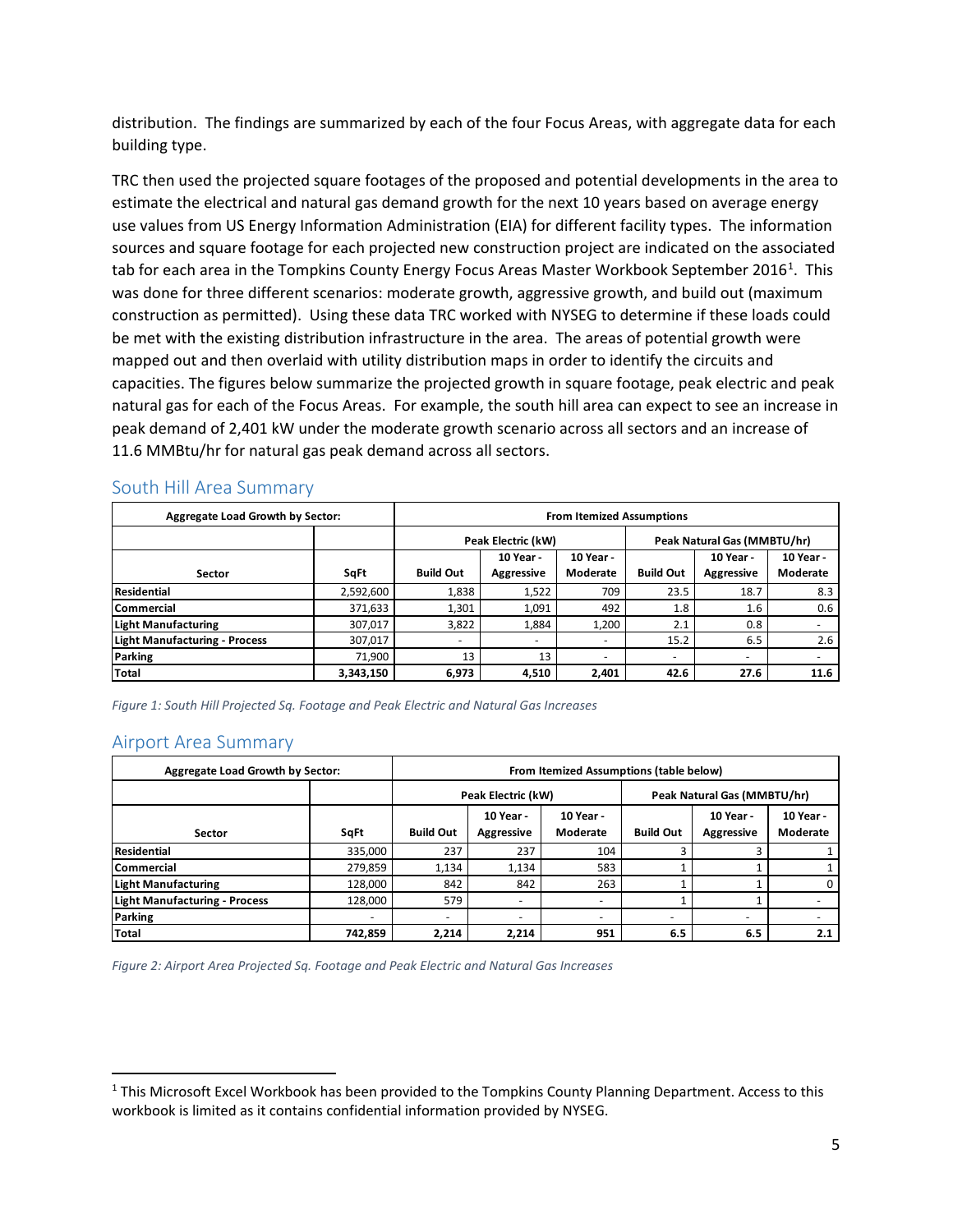distribution. The findings are summarized by each of the four Focus Areas, with aggregate data for each building type.

TRC then used the projected square footages of the proposed and potential developments in the area to estimate the electrical and natural gas demand growth for the next 10 years based on average energy use values from US Energy Information Administration (EIA) for different facility types. The information sources and square footage for each projected new construction project are indicated on the associated tab for each area in the Tompkins County Energy Focus Areas Master Workbook September 2016[1]. This was done for three different scenarios: moderate growth, aggressive growth, and build out (maximum construction as permitted). Using these data TRC worked with NYSEG to determine if these loads could be met with the existing distribution infrastructure in the area. The areas of potential growth were mapped out and then overlaid with utility distribution maps in order to identify the circuits and capacities. The figures below summarize the projected growth in square footage, peak electric and peak natural gas for each of the Focus Areas. For example, the south hill area can expect to see an increase in peak demand of 2,401 kW under the moderate growth scenario across all sectors and an increase of 11.6 MMBtu/hr for natural gas peak demand across all sectors.

## South Hill Area Summary

| Aggregate Load Growth by Sector: | | From Itemized Assumptions | | | | | |
|---|---|---|---|---|---|---|---|
| | | Peak Electric (kW) | | | Peak Natural Gas (MMBTU/hr) | | |
| **Sector** | **SqFt** | **Build Out** | **10 Year - Aggressive** | **10 Year - Moderate** | **Build Out** | **10 Year - Aggressive** | **10 Year - Moderate** |
| **Residential** | 2,592,600 | 1,838 | 1,522 | 709 | 23.5 | 18.7 | 8.3 |
| **Commercial** | 371,633 | 1,301 | 1,091 | 492 | 1.8 | 1.6 | 0.6 |
| **Light Manufacturing** | 307,017 | 3,822 | 1,884 | 1,200 | 2.1 | 0.8 | - |
| **Light Manufacturing - Process** | 307,017 | - | - | - | 15.2 | 6.5 | 2.6 |
| **Parking** | 71,900 | 13 | 13 | - | - | - | - |
| **Total** | **3,343,150** | **6,973** | **4,510** | **2,401** | **42.6** | **27.6** | **11.6** |

*Figure 1: South Hill Projected Sq. Footage and Peak Electric and Natural Gas Increases*

## Airport Area Summary

| Aggregate Load Growth by Sector: | | From Itemized Assumptions (table below) | | | | | |
|---|---|---|---|---|---|---|---|
| | | Peak Electric (kW) | | | Peak Natural Gas (MMBTU/hr) | | |
| **Sector** | **SqFt** | **Build Out** | **10 Year - Aggressive** | **10 Year - Moderate** | **Build Out** | **10 Year - Aggressive** | **10 Year - Moderate** |
| **Residential** | 335,000 | 237 | 237 | 104 | 3 | 3 | 1 |
| **Commercial** | 279,859 | 1,134 | 1,134 | 583 | 1 | 1 | 1 |
| **Light Manufacturing** | 128,000 | 842 | 842 | 263 | 1 | 1 | 0 |
| **Light Manufacturing - Process** | 128,000 | 579 | - | - | 1 | 1 | - |
| **Parking** | - | - | - | - | - | - | - |
| **Total** | **742,859** | **2,214** | **2,214** | **951** | **6.5** | **6.5** | **2.1** |

*Figure 2: Airport Area Projected Sq. Footage and Peak Electric and Natural Gas Increases*

[1] This Microsoft Excel Workbook has been provided to the Tompkins County Planning Department. Access to this workbook is limited as it contains confidential information provided by NYSEG.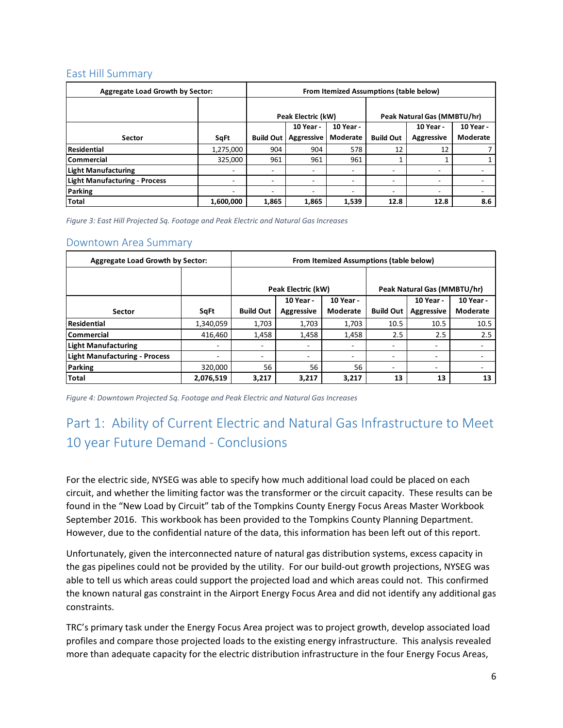## East Hill Summary

| Aggregate Load Growth by Sector: | | From Itemized Assumptions (table below) | | | | | |
|---|---|---|---|---|---|---|---|
| | | Peak Electric (kW) | | | Peak Natural Gas (MMBTU/hr) | | |
| Sector | SqFt | Build Out | 10 Year - Aggressive | 10 Year - Moderate | Build Out | 10 Year - Aggressive | 10 Year - Moderate |
| **Residential** | 1,275,000 | 904 | 904 | 578 | 12 | 12 | 7 |
| **Commercial** | 325,000 | 961 | 961 | 961 | 1 | 1 | 1 |
| **Light Manufacturing** | - | - | - | - | - | - | - |
| **Light Manufacturing - Process** | - | - | - | - | - | - | - |
| **Parking** | - | - | - | - | - | - | - |
| **Total** | **1,600,000** | **1,865** | **1,865** | **1,539** | **12.8** | **12.8** | **8.6** |

*Figure 3: East Hill Projected Sq. Footage and Peak Electric and Natural Gas Increases*

## Downtown Area Summary

| Aggregate Load Growth by Sector: | | From Itemized Assumptions (table below) | | | | | |
|---|---|---|---|---|---|---|---|
| | | Peak Electric (kW) | | | Peak Natural Gas (MMBTU/hr) | | |
| Sector | SqFt | Build Out | 10 Year - Aggressive | 10 Year - Moderate | Build Out | 10 Year - Aggressive | 10 Year - Moderate |
| **Residential** | 1,340,059 | 1,703 | 1,703 | 1,703 | 10.5 | 10.5 | 10.5 |
| **Commercial** | 416,460 | 1,458 | 1,458 | 1,458 | 2.5 | 2.5 | 2.5 |
| **Light Manufacturing** | - | - | - | - | - | - | - |
| **Light Manufacturing - Process** | - | - | - | - | - | - | - |
| **Parking** | 320,000 | 56 | 56 | 56 | - | - | - |
| **Total** | **2,076,519** | **3,217** | **3,217** | **3,217** | **13** | **13** | **13** |

*Figure 4: Downtown Projected Sq. Footage and Peak Electric and Natural Gas Increases*

# Part 1: Ability of Current Electric and Natural Gas Infrastructure to Meet 10 year Future Demand - Conclusions

For the electric side, NYSEG was able to specify how much additional load could be placed on each circuit, and whether the limiting factor was the transformer or the circuit capacity. These results can be found in the "New Load by Circuit" tab of the Tompkins County Energy Focus Areas Master Workbook September 2016. This workbook has been provided to the Tompkins County Planning Department. However, due to the confidential nature of the data, this information has been left out of this report.

Unfortunately, given the interconnected nature of natural gas distribution systems, excess capacity in the gas pipelines could not be provided by the utility. For our build-out growth projections, NYSEG was able to tell us which areas could support the projected load and which areas could not. This confirmed the known natural gas constraint in the Airport Energy Focus Area and did not identify any additional gas constraints.

TRC's primary task under the Energy Focus Area project was to project growth, develop associated load profiles and compare those projected loads to the existing energy infrastructure. This analysis revealed more than adequate capacity for the electric distribution infrastructure in the four Energy Focus Areas,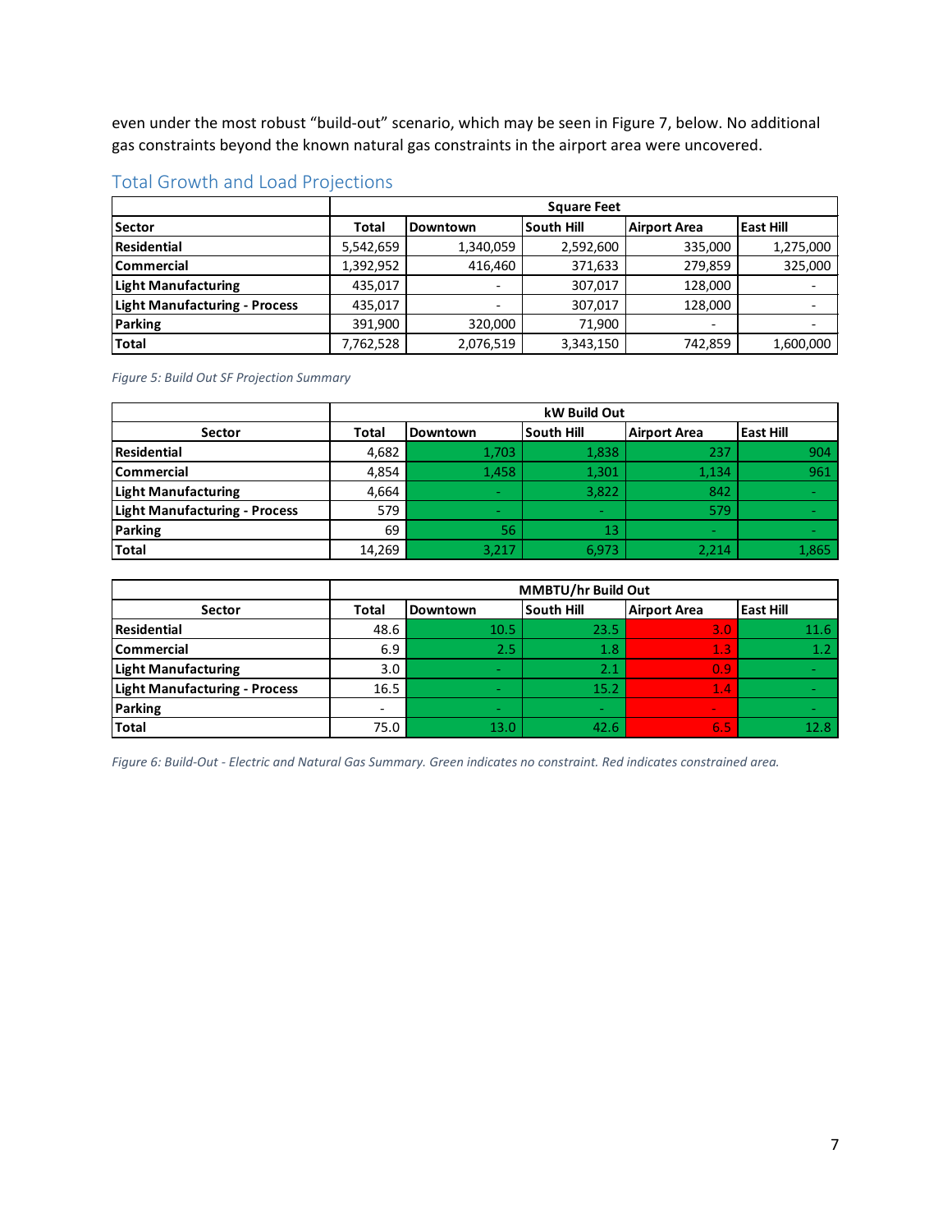even under the most robust "build-out" scenario, which may be seen in Figure 7, below. No additional gas constraints beyond the known natural gas constraints in the airport area were uncovered.

## Total Growth and Load Projections

| | Square Feet | | | | |
|---|---|---|---|---|---|
| **Sector** | **Total** | **Downtown** | **South Hill** | **Airport Area** | **East Hill** |
| **Residential** | 5,542,659 | 1,340,059 | 2,592,600 | 335,000 | 1,275,000 |
| **Commercial** | 1,392,952 | 416,460 | 371,633 | 279,859 | 325,000 |
| **Light Manufacturing** | 435,017 | - | 307,017 | 128,000 | - |
| **Light Manufacturing - Process** | 435,017 | - | 307,017 | 128,000 | - |
| **Parking** | 391,900 | 320,000 | 71,900 | - | - |
| **Total** | 7,762,528 | 2,076,519 | 3,343,150 | 742,859 | 1,600,000 |

*Figure 5: Build Out SF Projection Summary*

| | kW Build Out | | | | |
|---|---|---|---|---|---|
| **Sector** | **Total** | **Downtown** | **South Hill** | **Airport Area** | **East Hill** |
| **Residential** | 4,682 | 1,703 | 1,838 | 237 | 904 |
| **Commercial** | 4,854 | 1,458 | 1,301 | 1,134 | 961 |
| **Light Manufacturing** | 4,664 | - | 3,822 | 842 | - |
| **Light Manufacturing - Process** | 579 | - | - | 579 | - |
| **Parking** | 69 | 56 | 13 | - | - |
| **Total** | 14,269 | 3,217 | 6,973 | 2,214 | 1,865 |

| | MMBTU/hr Build Out | | | | |
|---|---|---|---|---|---|
| **Sector** | **Total** | **Downtown** | **South Hill** | **Airport Area** | **East Hill** |
| **Residential** | 48.6 | 10.5 | 23.5 | 3.0 | 11.6 |
| **Commercial** | 6.9 | 2.5 | 1.8 | 1.3 | 1.2 |
| **Light Manufacturing** | 3.0 | - | 2.1 | 0.9 | - |
| **Light Manufacturing - Process** | 16.5 | - | 15.2 | 1.4 | - |
| **Parking** | - | - | - | - | - |
| **Total** | 75.0 | 13.0 | 42.6 | 6.5 | 12.8 |

*Figure 6: Build-Out - Electric and Natural Gas Summary. Green indicates no constraint. Red indicates constrained area.*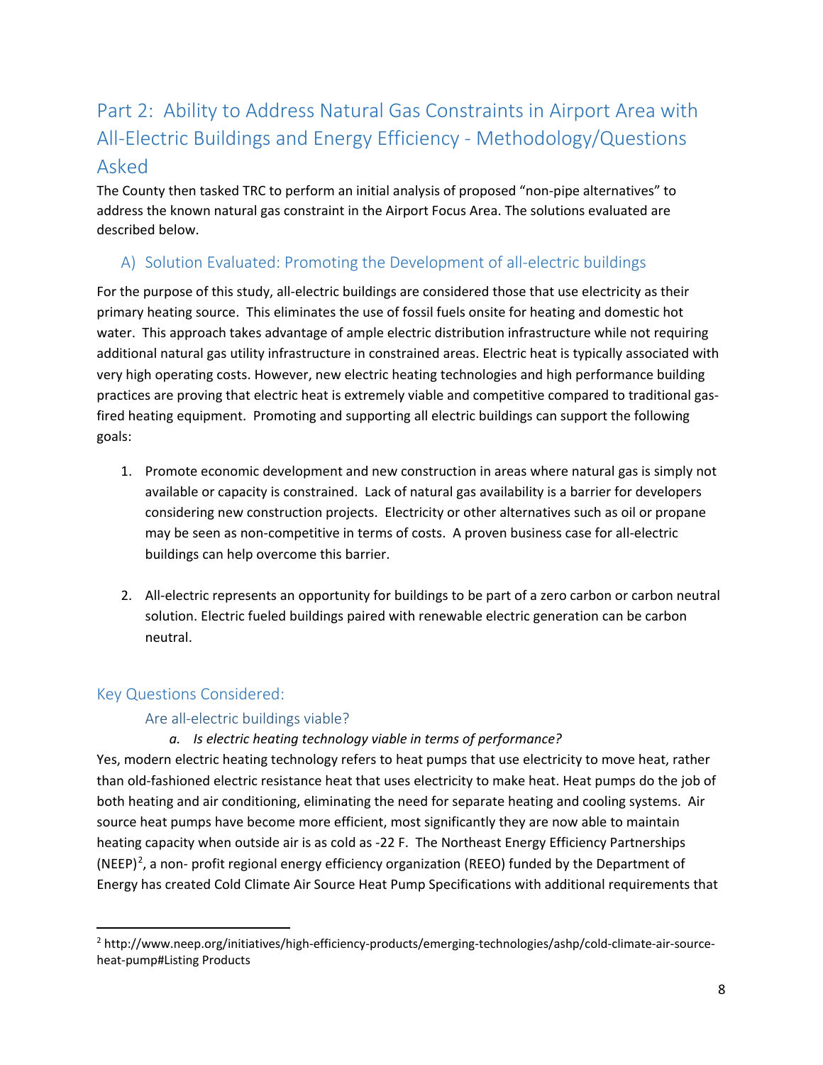## Part 2: Ability to Address Natural Gas Constraints in Airport Area with All-Electric Buildings and Energy Efficiency - Methodology/Questions Asked

The County then tasked TRC to perform an initial analysis of proposed "non-pipe alternatives" to address the known natural gas constraint in the Airport Focus Area. The solutions evaluated are described below.

### A) Solution Evaluated: Promoting the Development of all-electric buildings

For the purpose of this study, all-electric buildings are considered those that use electricity as their primary heating source. This eliminates the use of fossil fuels onsite for heating and domestic hot water. This approach takes advantage of ample electric distribution infrastructure while not requiring additional natural gas utility infrastructure in constrained areas. Electric heat is typically associated with very high operating costs. However, new electric heating technologies and high performance building practices are proving that electric heat is extremely viable and competitive compared to traditional gas-fired heating equipment. Promoting and supporting all electric buildings can support the following goals:

1. Promote economic development and new construction in areas where natural gas is simply not available or capacity is constrained. Lack of natural gas availability is a barrier for developers considering new construction projects. Electricity or other alternatives such as oil or propane may be seen as non-competitive in terms of costs. A proven business case for all-electric buildings can help overcome this barrier.

2. All-electric represents an opportunity for buildings to be part of a zero carbon or carbon neutral solution. Electric fueled buildings paired with renewable electric generation can be carbon neutral.

### Key Questions Considered:

#### Are all-electric buildings viable?

*a. Is electric heating technology viable in terms of performance?*

Yes, modern electric heating technology refers to heat pumps that use electricity to move heat, rather than old-fashioned electric resistance heat that uses electricity to make heat. Heat pumps do the job of both heating and air conditioning, eliminating the need for separate heating and cooling systems. Air source heat pumps have become more efficient, most significantly they are now able to maintain heating capacity when outside air is as cold as -22 F. The Northeast Energy Efficiency Partnerships (NEEP)[2], a non- profit regional energy efficiency organization (REEO) funded by the Department of Energy has created Cold Climate Air Source Heat Pump Specifications with additional requirements that

[2] http://www.neep.org/initiatives/high-efficiency-products/emerging-technologies/ashp/cold-climate-air-source-heat-pump#Listing Products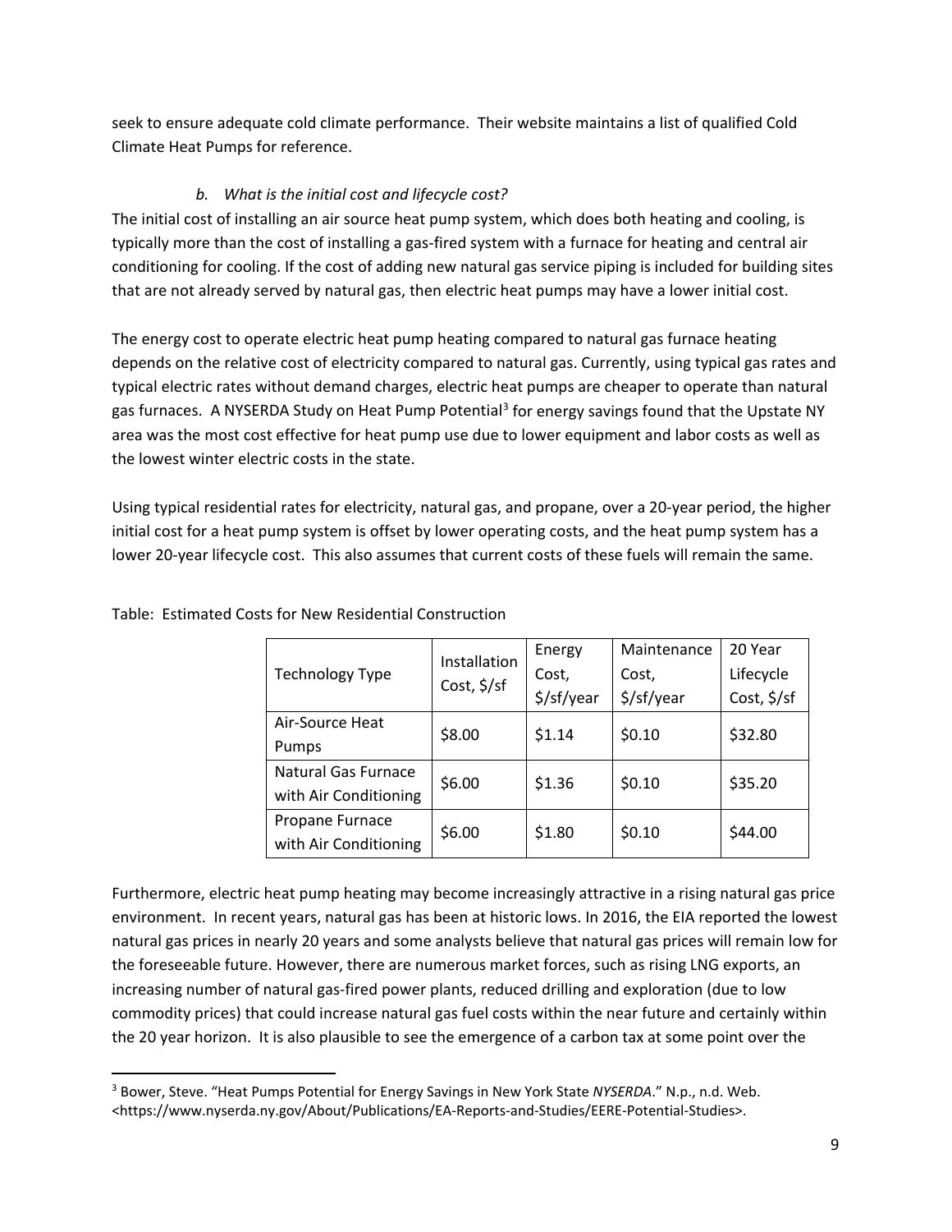seek to ensure adequate cold climate performance. Their website maintains a list of qualified Cold Climate Heat Pumps for reference.

### *b. What is the initial cost and lifecycle cost?*

The initial cost of installing an air source heat pump system, which does both heating and cooling, is typically more than the cost of installing a gas-fired system with a furnace for heating and central air conditioning for cooling. If the cost of adding new natural gas service piping is included for building sites that are not already served by natural gas, then electric heat pumps may have a lower initial cost.

The energy cost to operate electric heat pump heating compared to natural gas furnace heating depends on the relative cost of electricity compared to natural gas. Currently, using typical gas rates and typical electric rates without demand charges, electric heat pumps are cheaper to operate than natural gas furnaces. A NYSERDA Study on Heat Pump Potential[3] for energy savings found that the Upstate NY area was the most cost effective for heat pump use due to lower equipment and labor costs as well as the lowest winter electric costs in the state.

Using typical residential rates for electricity, natural gas, and propane, over a 20-year period, the higher initial cost for a heat pump system is offset by lower operating costs, and the heat pump system has a lower 20-year lifecycle cost. This also assumes that current costs of these fuels will remain the same.

Table: Estimated Costs for New Residential Construction

| Technology Type | Installation Cost, $/sf | Energy Cost, $/sf/year | Maintenance Cost, $/sf/year | 20 Year Lifecycle Cost, $/sf |
|---|---|---|---|---|
| Air-Source Heat Pumps | $8.00 | $1.14 | $0.10 | $32.80 |
| Natural Gas Furnace with Air Conditioning | $6.00 | $1.36 | $0.10 | $35.20 |
| Propane Furnace with Air Conditioning | $6.00 | $1.80 | $0.10 | $44.00 |

Furthermore, electric heat pump heating may become increasingly attractive in a rising natural gas price environment. In recent years, natural gas has been at historic lows. In 2016, the EIA reported the lowest natural gas prices in nearly 20 years and some analysts believe that natural gas prices will remain low for the foreseeable future. However, there are numerous market forces, such as rising LNG exports, an increasing number of natural gas-fired power plants, reduced drilling and exploration (due to low commodity prices) that could increase natural gas fuel costs within the near future and certainly within the 20 year horizon. It is also plausible to see the emergence of a carbon tax at some point over the

[3] Bower, Steve. "Heat Pumps Potential for Energy Savings in New York State *NYSERDA*." N.p., n.d. Web. <https://www.nyserda.ny.gov/About/Publications/EA-Reports-and-Studies/EERE-Potential-Studies>.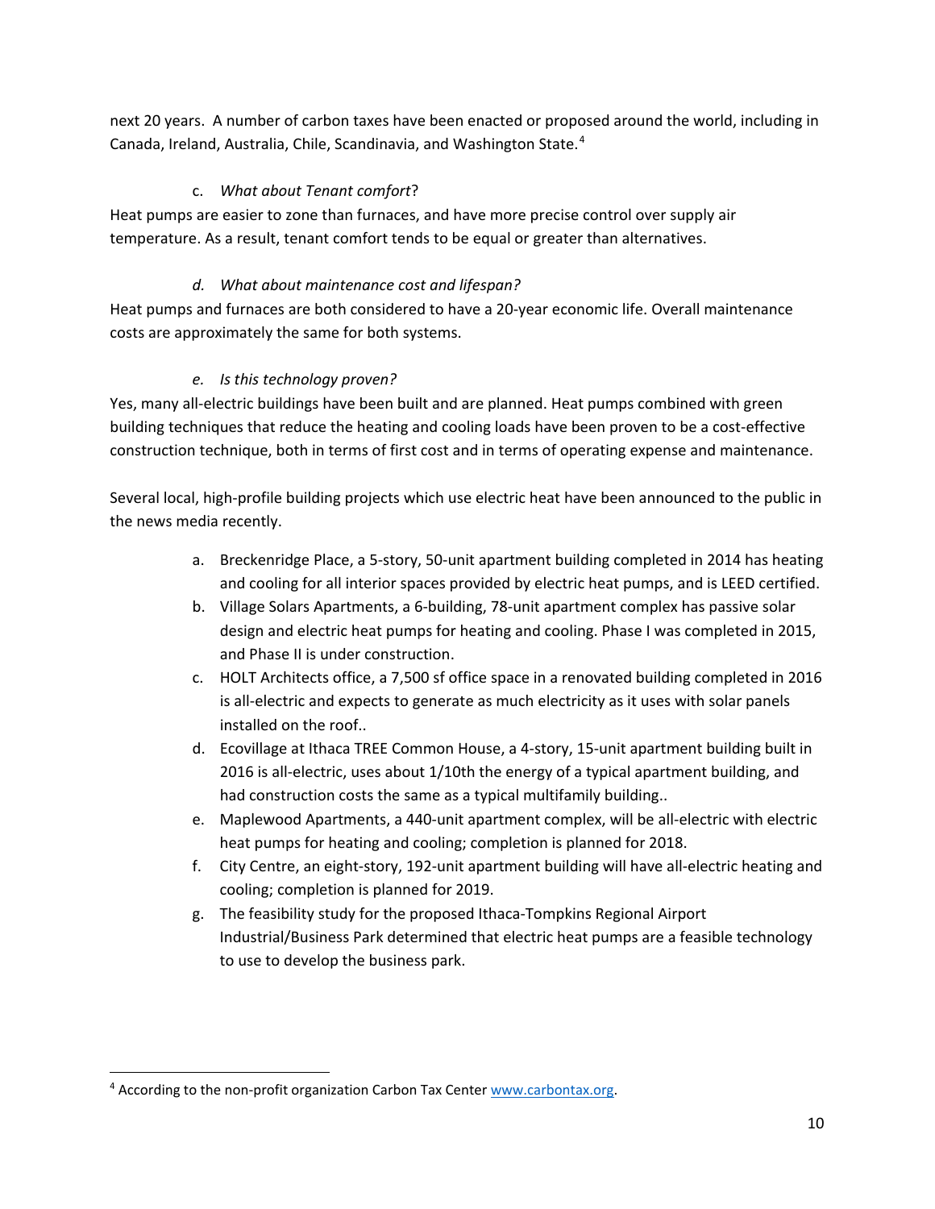next 20 years. A number of carbon taxes have been enacted or proposed around the world, including in Canada, Ireland, Australia, Chile, Scandinavia, and Washington State.[4]

c. *What about Tenant comfort*?

Heat pumps are easier to zone than furnaces, and have more precise control over supply air temperature. As a result, tenant comfort tends to be equal or greater than alternatives.

*d. What about maintenance cost and lifespan?*

Heat pumps and furnaces are both considered to have a 20-year economic life. Overall maintenance costs are approximately the same for both systems.

*e. Is this technology proven?*

Yes, many all-electric buildings have been built and are planned. Heat pumps combined with green building techniques that reduce the heating and cooling loads have been proven to be a cost-effective construction technique, both in terms of first cost and in terms of operating expense and maintenance.

Several local, high-profile building projects which use electric heat have been announced to the public in the news media recently.

a. Breckenridge Place, a 5-story, 50-unit apartment building completed in 2014 has heating and cooling for all interior spaces provided by electric heat pumps, and is LEED certified.
b. Village Solars Apartments, a 6-building, 78-unit apartment complex has passive solar design and electric heat pumps for heating and cooling. Phase I was completed in 2015, and Phase II is under construction.
c. HOLT Architects office, a 7,500 sf office space in a renovated building completed in 2016 is all-electric and expects to generate as much electricity as it uses with solar panels installed on the roof..
d. Ecovillage at Ithaca TREE Common House, a 4-story, 15-unit apartment building built in 2016 is all-electric, uses about 1/10th the energy of a typical apartment building, and had construction costs the same as a typical multifamily building..
e. Maplewood Apartments, a 440-unit apartment complex, will be all-electric with electric heat pumps for heating and cooling; completion is planned for 2018.
f. City Centre, an eight-story, 192-unit apartment building will have all-electric heating and cooling; completion is planned for 2019.
g. The feasibility study for the proposed Ithaca-Tompkins Regional Airport Industrial/Business Park determined that electric heat pumps are a feasible technology to use to develop the business park.

---

[4] According to the non-profit organization Carbon Tax Center www.carbontax.org.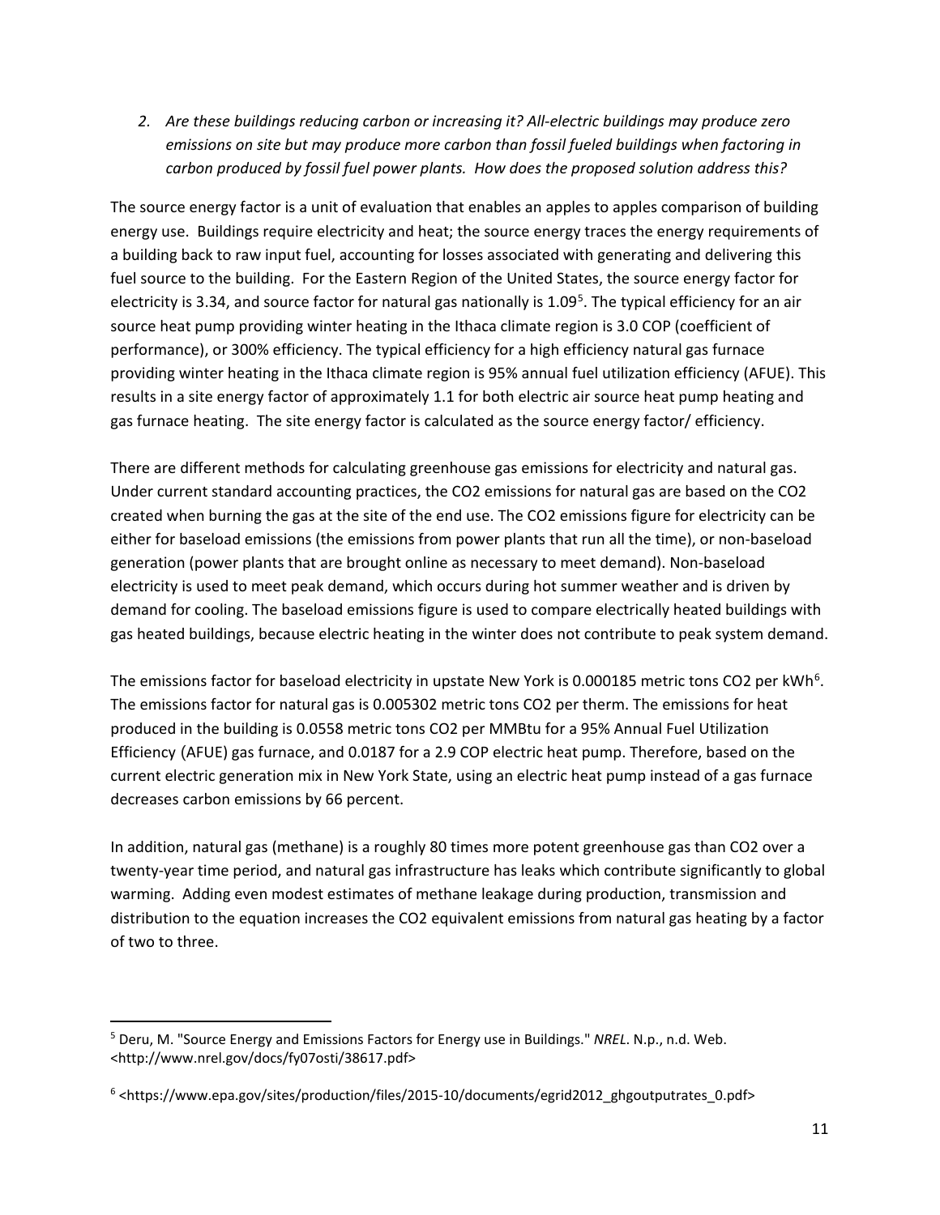2. *Are these buildings reducing carbon or increasing it? All-electric buildings may produce zero emissions on site but may produce more carbon than fossil fueled buildings when factoring in carbon produced by fossil fuel power plants. How does the proposed solution address this?*

The source energy factor is a unit of evaluation that enables an apples to apples comparison of building energy use. Buildings require electricity and heat; the source energy traces the energy requirements of a building back to raw input fuel, accounting for losses associated with generating and delivering this fuel source to the building. For the Eastern Region of the United States, the source energy factor for electricity is 3.34, and source factor for natural gas nationally is 1.09[5]. The typical efficiency for an air source heat pump providing winter heating in the Ithaca climate region is 3.0 COP (coefficient of performance), or 300% efficiency. The typical efficiency for a high efficiency natural gas furnace providing winter heating in the Ithaca climate region is 95% annual fuel utilization efficiency (AFUE). This results in a site energy factor of approximately 1.1 for both electric air source heat pump heating and gas furnace heating. The site energy factor is calculated as the source energy factor/ efficiency.

There are different methods for calculating greenhouse gas emissions for electricity and natural gas. Under current standard accounting practices, the $CO_2$ emissions for natural gas are based on the $CO_2$ created when burning the gas at the site of the end use. The $CO_2$ emissions figure for electricity can be either for baseload emissions (the emissions from power plants that run all the time), or non-baseload generation (power plants that are brought online as necessary to meet demand). Non-baseload electricity is used to meet peak demand, which occurs during hot summer weather and is driven by demand for cooling. The baseload emissions figure is used to compare electrically heated buildings with gas heated buildings, because electric heating in the winter does not contribute to peak system demand.

The emissions factor for baseload electricity in upstate New York is 0.000185 metric tons $CO_2$ per kWh[6]. The emissions factor for natural gas is 0.005302 metric tons $CO_2$ per therm. The emissions for heat produced in the building is 0.0558 metric tons $CO_2$ per MMBtu for a 95% Annual Fuel Utilization Efficiency (AFUE) gas furnace, and 0.0187 for a 2.9 COP electric heat pump. Therefore, based on the current electric generation mix in New York State, using an electric heat pump instead of a gas furnace decreases carbon emissions by 66 percent.

In addition, natural gas (methane) is a roughly 80 times more potent greenhouse gas than $CO_2$ over a twenty-year time period, and natural gas infrastructure has leaks which contribute significantly to global warming. Adding even modest estimates of methane leakage during production, transmission and distribution to the equation increases the $CO_2$ equivalent emissions from natural gas heating by a factor of two to three.

---

[5] Deru, M. "Source Energy and Emissions Factors for Energy use in Buildings." *NREL*. N.p., n.d. Web. <http://www.nrel.gov/docs/fy07osti/38617.pdf>

[6] <https://www.epa.gov/sites/production/files/2015-10/documents/egrid2012_ghgoutputrates_0.pdf>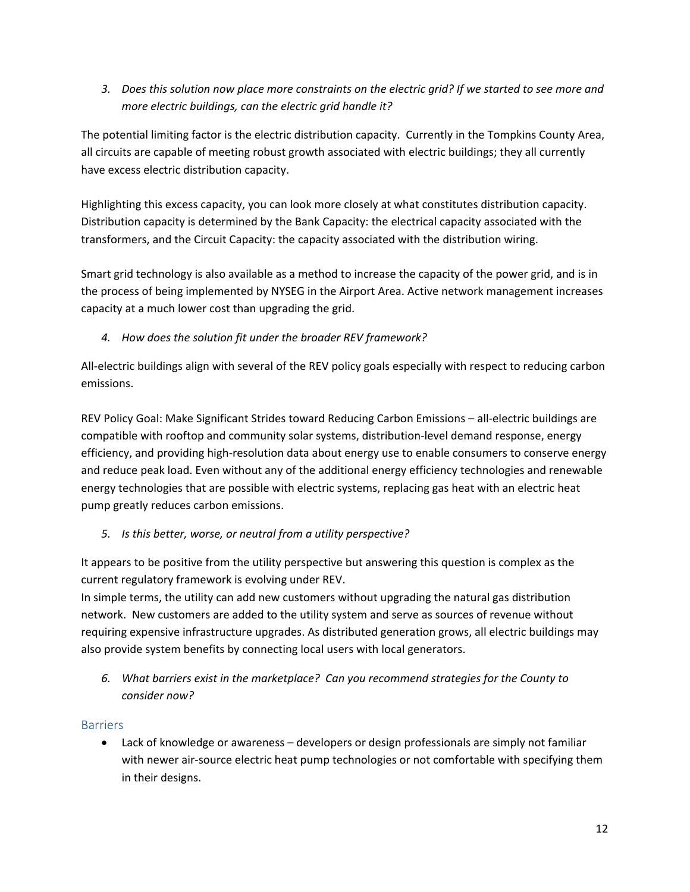3. *Does this solution now place more constraints on the electric grid? If we started to see more and more electric buildings, can the electric grid handle it?*

The potential limiting factor is the electric distribution capacity. Currently in the Tompkins County Area, all circuits are capable of meeting robust growth associated with electric buildings; they all currently have excess electric distribution capacity.

Highlighting this excess capacity, you can look more closely at what constitutes distribution capacity. Distribution capacity is determined by the Bank Capacity: the electrical capacity associated with the transformers, and the Circuit Capacity: the capacity associated with the distribution wiring.

Smart grid technology is also available as a method to increase the capacity of the power grid, and is in the process of being implemented by NYSEG in the Airport Area. Active network management increases capacity at a much lower cost than upgrading the grid.

4. *How does the solution fit under the broader REV framework?*

All-electric buildings align with several of the REV policy goals especially with respect to reducing carbon emissions.

REV Policy Goal: Make Significant Strides toward Reducing Carbon Emissions – all-electric buildings are compatible with rooftop and community solar systems, distribution-level demand response, energy efficiency, and providing high-resolution data about energy use to enable consumers to conserve energy and reduce peak load. Even without any of the additional energy efficiency technologies and renewable energy technologies that are possible with electric systems, replacing gas heat with an electric heat pump greatly reduces carbon emissions.

5. *Is this better, worse, or neutral from a utility perspective?*

It appears to be positive from the utility perspective but answering this question is complex as the current regulatory framework is evolving under REV.

In simple terms, the utility can add new customers without upgrading the natural gas distribution network. New customers are added to the utility system and serve as sources of revenue without requiring expensive infrastructure upgrades. As distributed generation grows, all electric buildings may also provide system benefits by connecting local users with local generators.

6. *What barriers exist in the marketplace? Can you recommend strategies for the County to consider now?*

### Barriers

- Lack of knowledge or awareness – developers or design professionals are simply not familiar with newer air-source electric heat pump technologies or not comfortable with specifying them in their designs.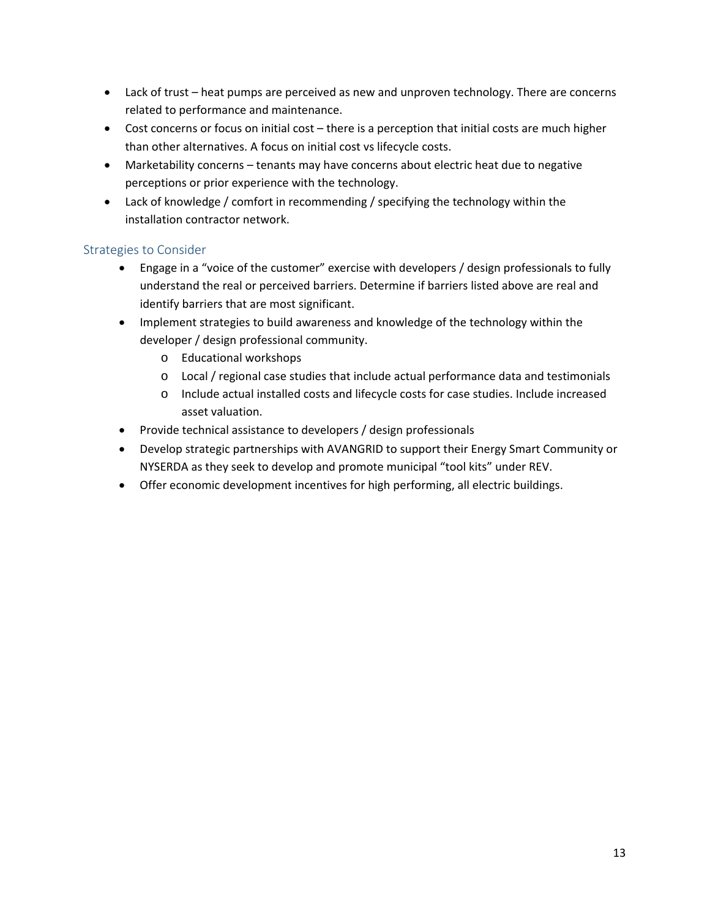- Lack of trust – heat pumps are perceived as new and unproven technology. There are concerns related to performance and maintenance.
- Cost concerns or focus on initial cost – there is a perception that initial costs are much higher than other alternatives. A focus on initial cost vs lifecycle costs.
- Marketability concerns – tenants may have concerns about electric heat due to negative perceptions or prior experience with the technology.
- Lack of knowledge / comfort in recommending / specifying the technology within the installation contractor network.

### Strategies to Consider

- Engage in a "voice of the customer" exercise with developers / design professionals to fully understand the real or perceived barriers. Determine if barriers listed above are real and identify barriers that are most significant.
- Implement strategies to build awareness and knowledge of the technology within the developer / design professional community.
  - Educational workshops
  - Local / regional case studies that include actual performance data and testimonials
  - Include actual installed costs and lifecycle costs for case studies. Include increased asset valuation.
- Provide technical assistance to developers / design professionals
- Develop strategic partnerships with AVANGRID to support their Energy Smart Community or NYSERDA as they seek to develop and promote municipal "tool kits" under REV.
- Offer economic development incentives for high performing, all electric buildings.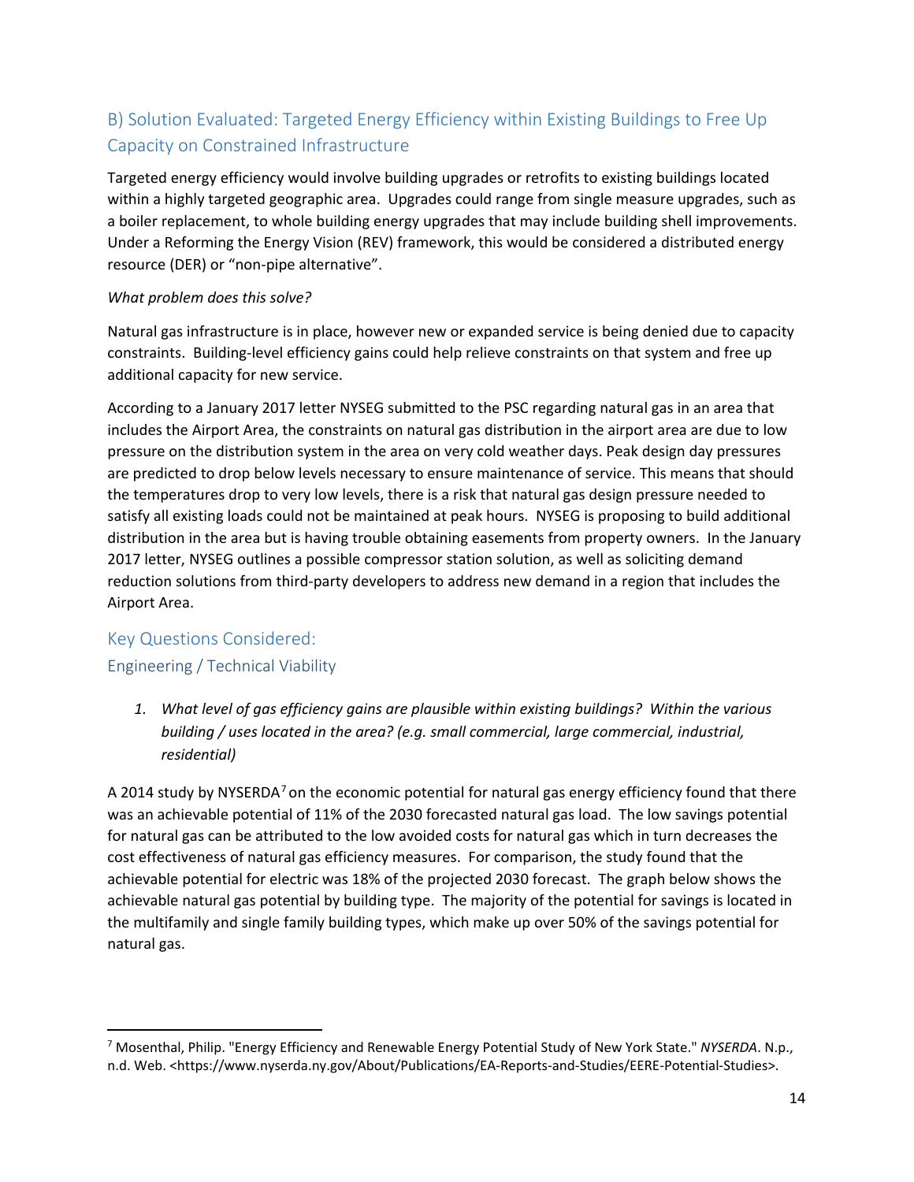## B) Solution Evaluated: Targeted Energy Efficiency within Existing Buildings to Free Up Capacity on Constrained Infrastructure

Targeted energy efficiency would involve building upgrades or retrofits to existing buildings located within a highly targeted geographic area. Upgrades could range from single measure upgrades, such as a boiler replacement, to whole building energy upgrades that may include building shell improvements. Under a Reforming the Energy Vision (REV) framework, this would be considered a distributed energy resource (DER) or "non-pipe alternative".

*What problem does this solve?*

Natural gas infrastructure is in place, however new or expanded service is being denied due to capacity constraints. Building-level efficiency gains could help relieve constraints on that system and free up additional capacity for new service.

According to a January 2017 letter NYSEG submitted to the PSC regarding natural gas in an area that includes the Airport Area, the constraints on natural gas distribution in the airport area are due to low pressure on the distribution system in the area on very cold weather days. Peak design day pressures are predicted to drop below levels necessary to ensure maintenance of service. This means that should the temperatures drop to very low levels, there is a risk that natural gas design pressure needed to satisfy all existing loads could not be maintained at peak hours. NYSEG is proposing to build additional distribution in the area but is having trouble obtaining easements from property owners. In the January 2017 letter, NYSEG outlines a possible compressor station solution, as well as soliciting demand reduction solutions from third-party developers to address new demand in a region that includes the Airport Area.

### Key Questions Considered:

### Engineering / Technical Viability

1. *What level of gas efficiency gains are plausible within existing buildings? Within the various building / uses located in the area? (e.g. small commercial, large commercial, industrial, residential)*

A 2014 study by NYSERDA[7] on the economic potential for natural gas energy efficiency found that there was an achievable potential of 11% of the 2030 forecasted natural gas load. The low savings potential for natural gas can be attributed to the low avoided costs for natural gas which in turn decreases the cost effectiveness of natural gas efficiency measures. For comparison, the study found that the achievable potential for electric was 18% of the projected 2030 forecast. The graph below shows the achievable natural gas potential by building type. The majority of the potential for savings is located in the multifamily and single family building types, which make up over 50% of the savings potential for natural gas.

---

[7] Mosenthal, Philip. "Energy Efficiency and Renewable Energy Potential Study of New York State." *NYSERDA*. N.p., n.d. Web. <https://www.nyserda.ny.gov/About/Publications/EA-Reports-and-Studies/EERE-Potential-Studies>.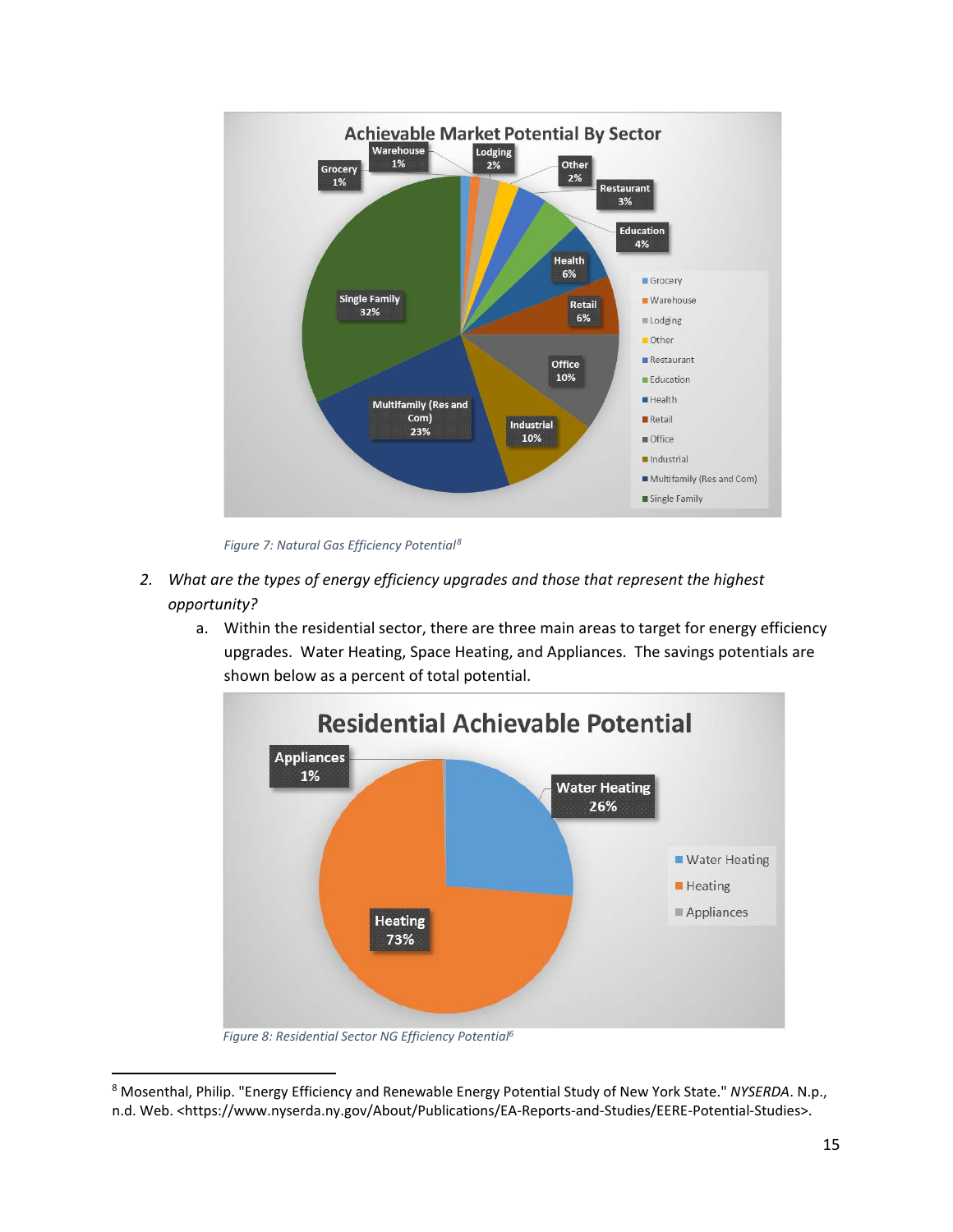Figure 7: Natural Gas Efficiency Potential[8]

2. *What are the types of energy efficiency upgrades and those that represent the highest opportunity?*
   a. Within the residential sector, there are three main areas to target for energy efficiency upgrades. Water Heating, Space Heating, and Appliances. The savings potentials are shown below as a percent of total potential.

Figure 8: Residential Sector NG Efficiency Potential[6]

[8] Mosenthal, Philip. "Energy Efficiency and Renewable Energy Potential Study of New York State." *NYSERDA*. N.p., n.d. Web. <https://www.nyserda.ny.gov/About/Publications/EA-Reports-and-Studies/EERE-Potential-Studies>.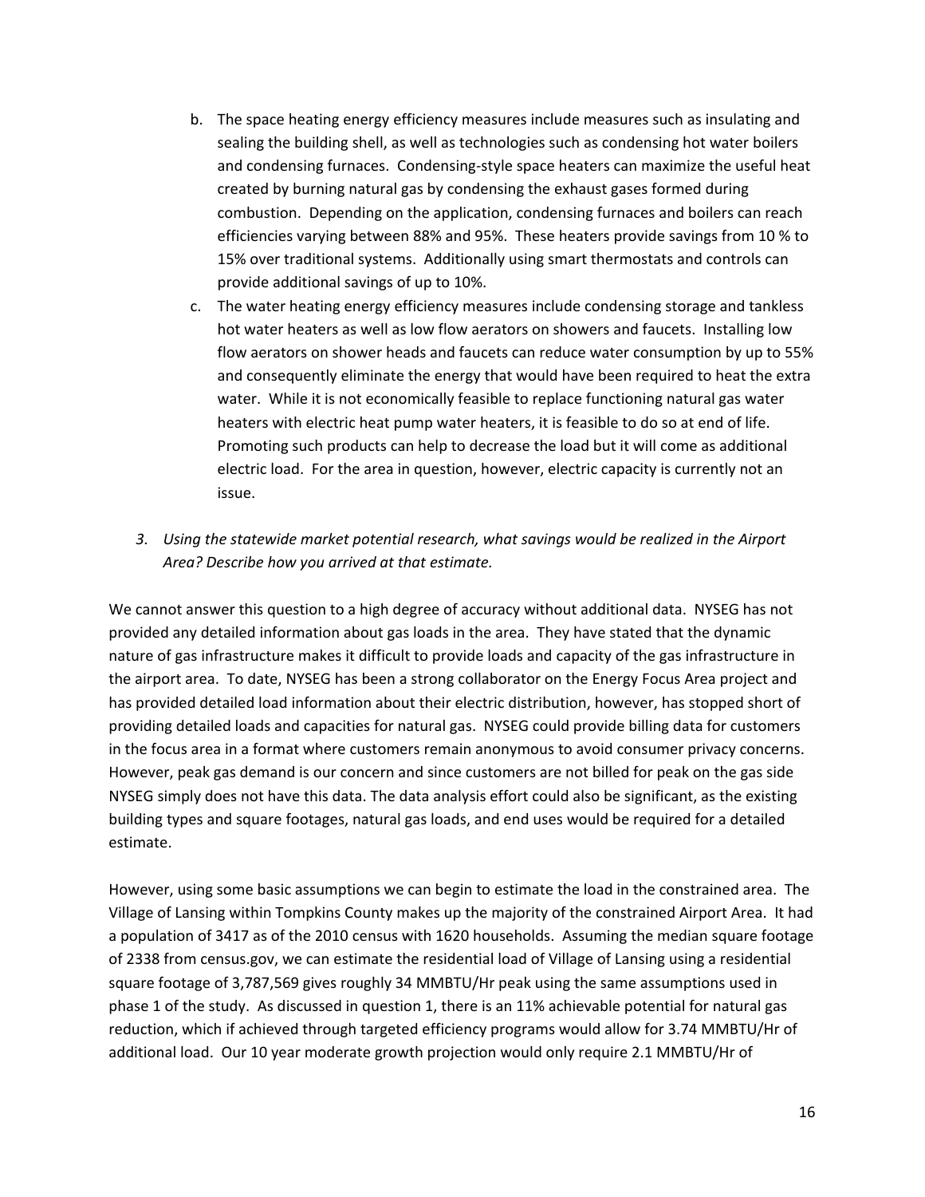b. The space heating energy efficiency measures include measures such as insulating and sealing the building shell, as well as technologies such as condensing hot water boilers and condensing furnaces. Condensing-style space heaters can maximize the useful heat created by burning natural gas by condensing the exhaust gases formed during combustion. Depending on the application, condensing furnaces and boilers can reach efficiencies varying between 88% and 95%. These heaters provide savings from 10 % to 15% over traditional systems. Additionally using smart thermostats and controls can provide additional savings of up to 10%.

c. The water heating energy efficiency measures include condensing storage and tankless hot water heaters as well as low flow aerators on showers and faucets. Installing low flow aerators on shower heads and faucets can reduce water consumption by up to 55% and consequently eliminate the energy that would have been required to heat the extra water. While it is not economically feasible to replace functioning natural gas water heaters with electric heat pump water heaters, it is feasible to do so at end of life. Promoting such products can help to decrease the load but it will come as additional electric load. For the area in question, however, electric capacity is currently not an issue.

3. *Using the statewide market potential research, what savings would be realized in the Airport Area? Describe how you arrived at that estimate.*

We cannot answer this question to a high degree of accuracy without additional data. NYSEG has not provided any detailed information about gas loads in the area. They have stated that the dynamic nature of gas infrastructure makes it difficult to provide loads and capacity of the gas infrastructure in the airport area. To date, NYSEG has been a strong collaborator on the Energy Focus Area project and has provided detailed load information about their electric distribution, however, has stopped short of providing detailed loads and capacities for natural gas. NYSEG could provide billing data for customers in the focus area in a format where customers remain anonymous to avoid consumer privacy concerns. However, peak gas demand is our concern and since customers are not billed for peak on the gas side NYSEG simply does not have this data. The data analysis effort could also be significant, as the existing building types and square footages, natural gas loads, and end uses would be required for a detailed estimate.

However, using some basic assumptions we can begin to estimate the load in the constrained area. The Village of Lansing within Tompkins County makes up the majority of the constrained Airport Area. It had a population of 3417 as of the 2010 census with 1620 households. Assuming the median square footage of 2338 from census.gov, we can estimate the residential load of Village of Lansing using a residential square footage of 3,787,569 gives roughly 34 MMBTU/Hr peak using the same assumptions used in phase 1 of the study. As discussed in question 1, there is an 11% achievable potential for natural gas reduction, which if achieved through targeted efficiency programs would allow for 3.74 MMBTU/Hr of additional load. Our 10 year moderate growth projection would only require 2.1 MMBTU/Hr of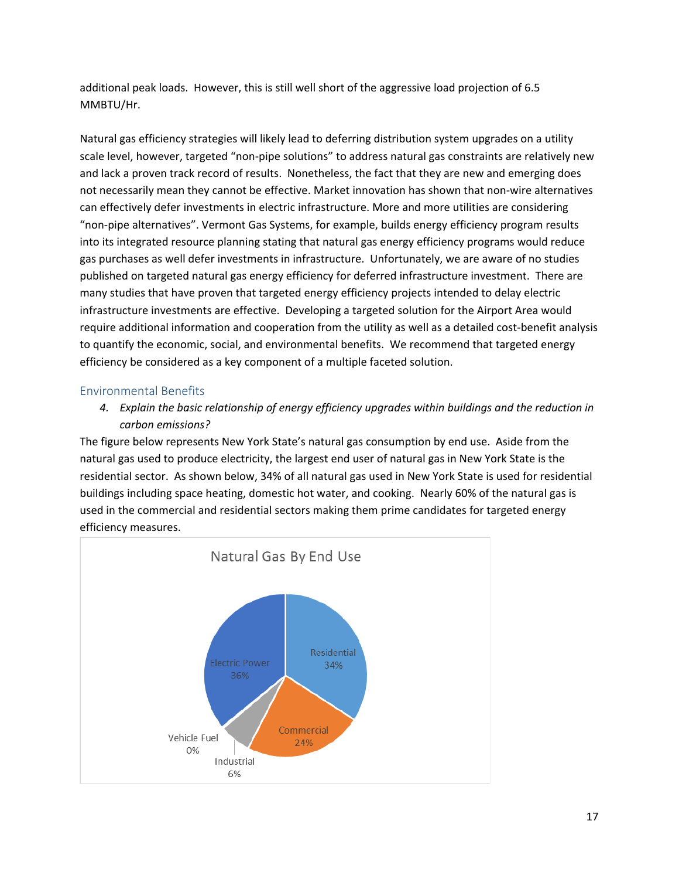additional peak loads. However, this is still well short of the aggressive load projection of 6.5 MMBTU/Hr.

Natural gas efficiency strategies will likely lead to deferring distribution system upgrades on a utility scale level, however, targeted "non-pipe solutions" to address natural gas constraints are relatively new and lack a proven track record of results. Nonetheless, the fact that they are new and emerging does not necessarily mean they cannot be effective. Market innovation has shown that non-wire alternatives can effectively defer investments in electric infrastructure. More and more utilities are considering "non-pipe alternatives". Vermont Gas Systems, for example, builds energy efficiency program results into its integrated resource planning stating that natural gas energy efficiency programs would reduce gas purchases as well defer investments in infrastructure. Unfortunately, we are aware of no studies published on targeted natural gas energy efficiency for deferred infrastructure investment. There are many studies that have proven that targeted energy efficiency projects intended to delay electric infrastructure investments are effective. Developing a targeted solution for the Airport Area would require additional information and cooperation from the utility as well as a detailed cost-benefit analysis to quantify the economic, social, and environmental benefits. We recommend that targeted energy efficiency be considered as a key component of a multiple faceted solution.

## Environmental Benefits

4. *Explain the basic relationship of energy efficiency upgrades within buildings and the reduction in carbon emissions?*

The figure below represents New York State's natural gas consumption by end use. Aside from the natural gas used to produce electricity, the largest end user of natural gas in New York State is the residential sector. As shown below, 34% of all natural gas used in New York State is used for residential buildings including space heating, domestic hot water, and cooking. Nearly 60% of the natural gas is used in the commercial and residential sectors making them prime candidates for targeted energy efficiency measures.

**Natural Gas By End Use**

| End Use | Share |
| --- | --- |
| Electric Power | 36% |
| Residential | 34% |
| Commercial | 24% |
| Industrial | 6% |
| Vehicle Fuel | 0% |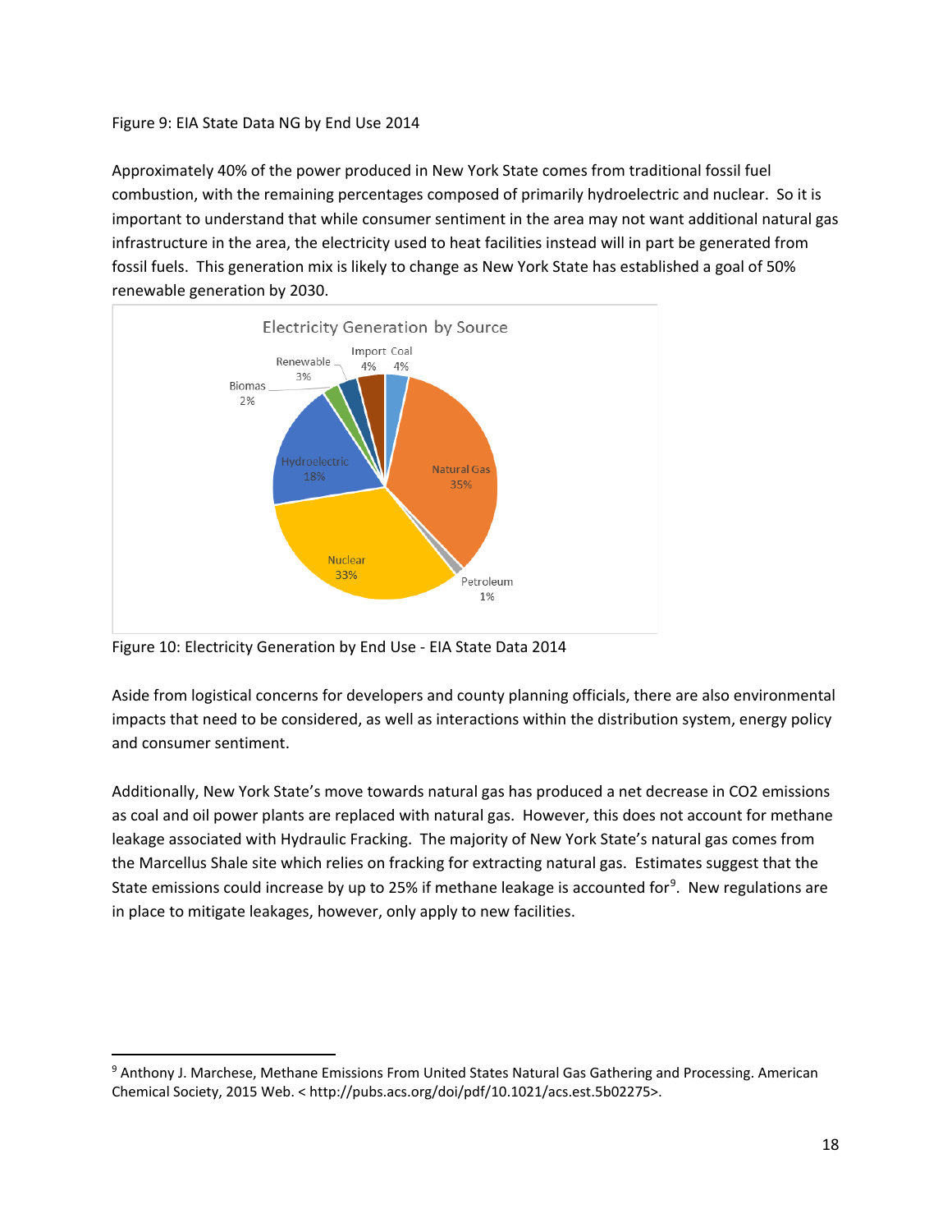Figure 9: EIA State Data NG by End Use 2014

Approximately 40% of the power produced in New York State comes from traditional fossil fuel combustion, with the remaining percentages composed of primarily hydroelectric and nuclear. So it is important to understand that while consumer sentiment in the area may not want additional natural gas infrastructure in the area, the electricity used to heat facilities instead will in part be generated from fossil fuels. This generation mix is likely to change as New York State has established a goal of 50% renewable generation by 2030.

Figure 10: Electricity Generation by End Use - EIA State Data 2014

Aside from logistical concerns for developers and county planning officials, there are also environmental impacts that need to be considered, as well as interactions within the distribution system, energy policy and consumer sentiment.

Additionally, New York State's move towards natural gas has produced a net decrease in $CO_2$ emissions as coal and oil power plants are replaced with natural gas. However, this does not account for methane leakage associated with Hydraulic Fracking. The majority of New York State's natural gas comes from the Marcellus Shale site which relies on fracking for extracting natural gas. Estimates suggest that the State emissions could increase by up to 25% if methane leakage is accounted for[9]. New regulations are in place to mitigate leakages, however, only apply to new facilities.

---

[9] Anthony J. Marchese, Methane Emissions From United States Natural Gas Gathering and Processing. American Chemical Society, 2015 Web. < http://pubs.acs.org/doi/pdf/10.1021/acs.est.5b02275>.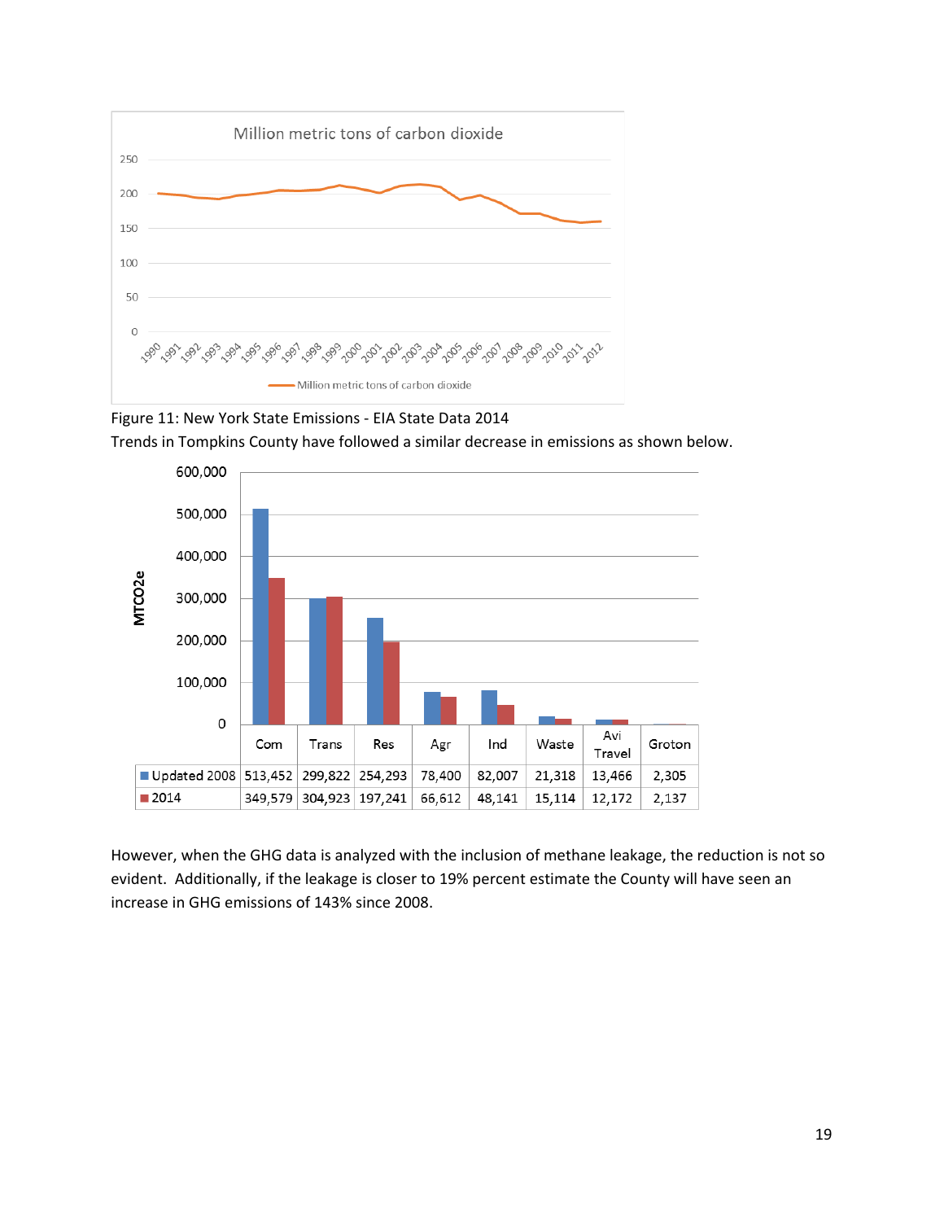Figure 11: New York State Emissions - EIA State Data 2014

Trends in Tompkins County have followed a similar decrease in emissions as shown below.

| | Com | Trans | Res | Agr | Ind | Waste | Avi Travel | Groton |
|---|---|---|---|---|---|---|---|---|
| Updated 2008 | 513,452 | 299,822 | 254,293 | 78,400 | 82,007 | 21,318 | 13,466 | 2,305 |
| 2014 | 349,579 | 304,923 | 197,241 | 66,612 | 48,141 | 15,114 | 12,172 | 2,137 |

However, when the GHG data is analyzed with the inclusion of methane leakage, the reduction is not so evident. Additionally, if the leakage is closer to 19% percent estimate the County will have seen an increase in GHG emissions of 143% since 2008.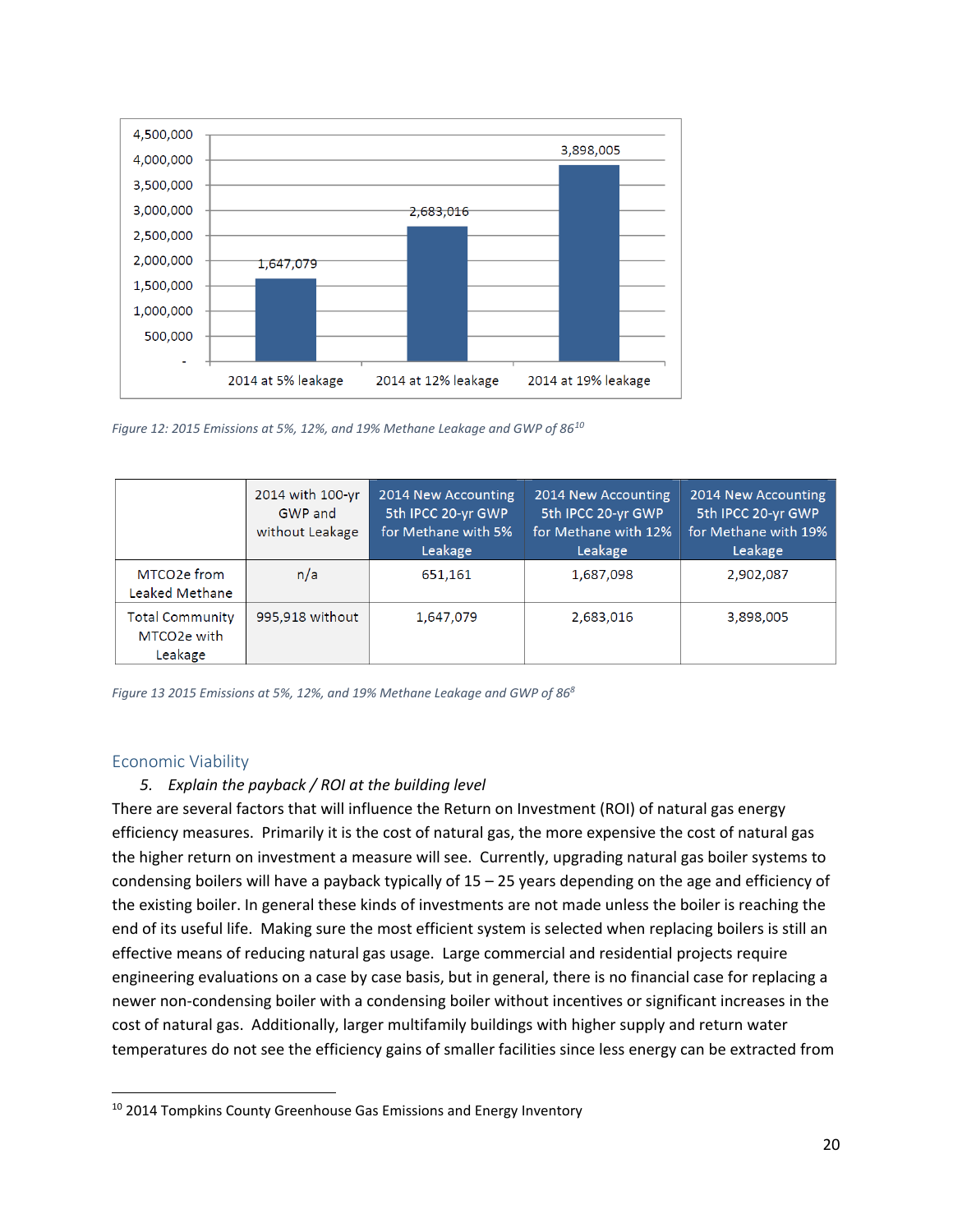4,500,000
4,000,000
3,500,000
3,000,000
2,500,000
2,000,000
1,500,000
1,000,000
500,000
-

1,647,079
2,683,016
3,898,005

2014 at 5% leakage
2014 at 12% leakage
2014 at 19% leakage

*Figure 12: 2015 Emissions at 5%, 12%, and 19% Methane Leakage and GWP of 86*[10]

| | 2014 with 100-yr GWP and without Leakage | 2014 New Accounting 5th IPCC 20-yr GWP for Methane with 5% Leakage | 2014 New Accounting 5th IPCC 20-yr GWP for Methane with 12% Leakage | 2014 New Accounting 5th IPCC 20-yr GWP for Methane with 19% Leakage |
|---|---|---|---|---|
| MTCO2e from Leaked Methane | n/a | 651,161 | 1,687,098 | 2,902,087 |
| Total Community MTCO2e with Leakage | 995,918 without | 1,647,079 | 2,683,016 | 3,898,005 |

*Figure 13 2015 Emissions at 5%, 12%, and 19% Methane Leakage and GWP of 86*[8]

## Economic Viability

5. *Explain the payback / ROI at the building level*

There are several factors that will influence the Return on Investment (ROI) of natural gas energy efficiency measures. Primarily it is the cost of natural gas, the more expensive the cost of natural gas the higher return on investment a measure will see. Currently, upgrading natural gas boiler systems to condensing boilers will have a payback typically of 15 – 25 years depending on the age and efficiency of the existing boiler. In general these kinds of investments are not made unless the boiler is reaching the end of its useful life. Making sure the most efficient system is selected when replacing boilers is still an effective means of reducing natural gas usage. Large commercial and residential projects require engineering evaluations on a case by case basis, but in general, there is no financial case for replacing a newer non-condensing boiler with a condensing boiler without incentives or significant increases in the cost of natural gas. Additionally, larger multifamily buildings with higher supply and return water temperatures do not see the efficiency gains of smaller facilities since less energy can be extracted from

[10] 2014 Tompkins County Greenhouse Gas Emissions and Energy Inventory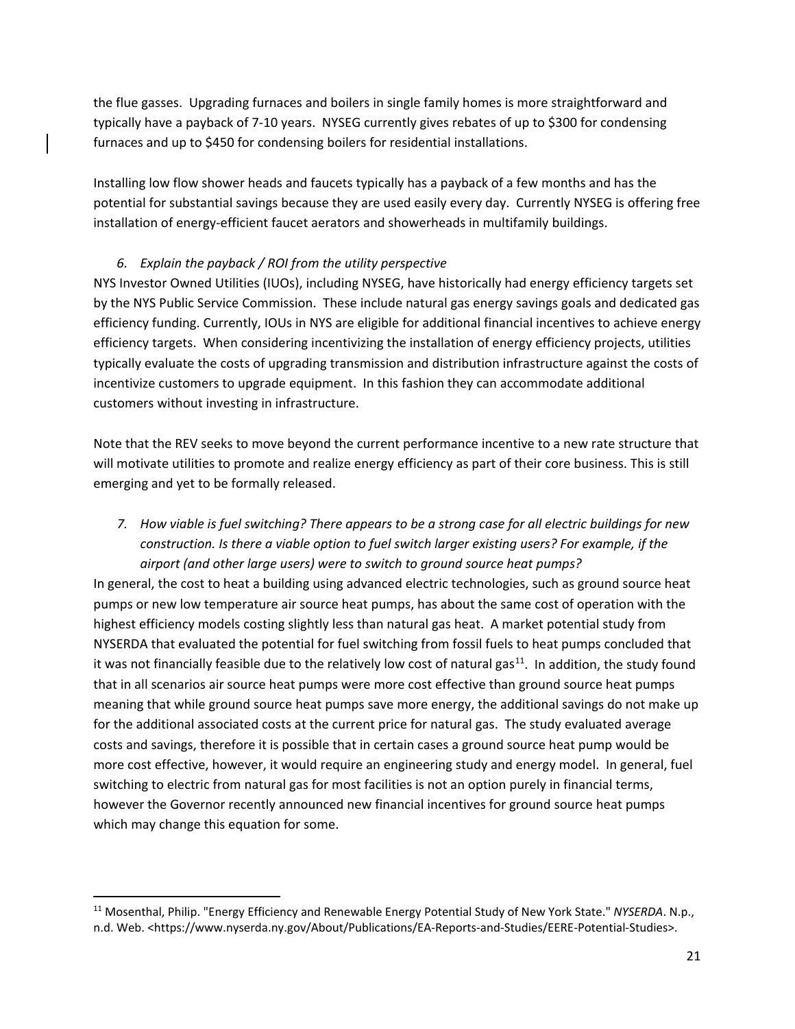the flue gasses. Upgrading furnaces and boilers in single family homes is more straightforward and typically have a payback of 7-10 years. NYSEG currently gives rebates of up to $300 for condensing furnaces and up to $450 for condensing boilers for residential installations.

Installing low flow shower heads and faucets typically has a payback of a few months and has the potential for substantial savings because they are used easily every day. Currently NYSEG is offering free installation of energy-efficient faucet aerators and showerheads in multifamily buildings.

6. *Explain the payback / ROI from the utility perspective*

NYS Investor Owned Utilities (IUOs), including NYSEG, have historically had energy efficiency targets set by the NYS Public Service Commission. These include natural gas energy savings goals and dedicated gas efficiency funding. Currently, IOUs in NYS are eligible for additional financial incentives to achieve energy efficiency targets. When considering incentivizing the installation of energy efficiency projects, utilities typically evaluate the costs of upgrading transmission and distribution infrastructure against the costs of incentivize customers to upgrade equipment. In this fashion they can accommodate additional customers without investing in infrastructure.

Note that the REV seeks to move beyond the current performance incentive to a new rate structure that will motivate utilities to promote and realize energy efficiency as part of their core business. This is still emerging and yet to be formally released.

7. *How viable is fuel switching? There appears to be a strong case for all electric buildings for new construction. Is there a viable option to fuel switch larger existing users? For example, if the airport (and other large users) were to switch to ground source heat pumps?*

In general, the cost to heat a building using advanced electric technologies, such as ground source heat pumps or new low temperature air source heat pumps, has about the same cost of operation with the highest efficiency models costing slightly less than natural gas heat. A market potential study from NYSERDA that evaluated the potential for fuel switching from fossil fuels to heat pumps concluded that it was not financially feasible due to the relatively low cost of natural gas[11]. In addition, the study found that in all scenarios air source heat pumps were more cost effective than ground source heat pumps meaning that while ground source heat pumps save more energy, the additional savings do not make up for the additional associated costs at the current price for natural gas. The study evaluated average costs and savings, therefore it is possible that in certain cases a ground source heat pump would be more cost effective, however, it would require an engineering study and energy model. In general, fuel switching to electric from natural gas for most facilities is not an option purely in financial terms, however the Governor recently announced new financial incentives for ground source heat pumps which may change this equation for some.

[11] Mosenthal, Philip. "Energy Efficiency and Renewable Energy Potential Study of New York State." *NYSERDA*. N.p., n.d. Web. <https://www.nyserda.ny.gov/About/Publications/EA-Reports-and-Studies/EERE-Potential-Studies>.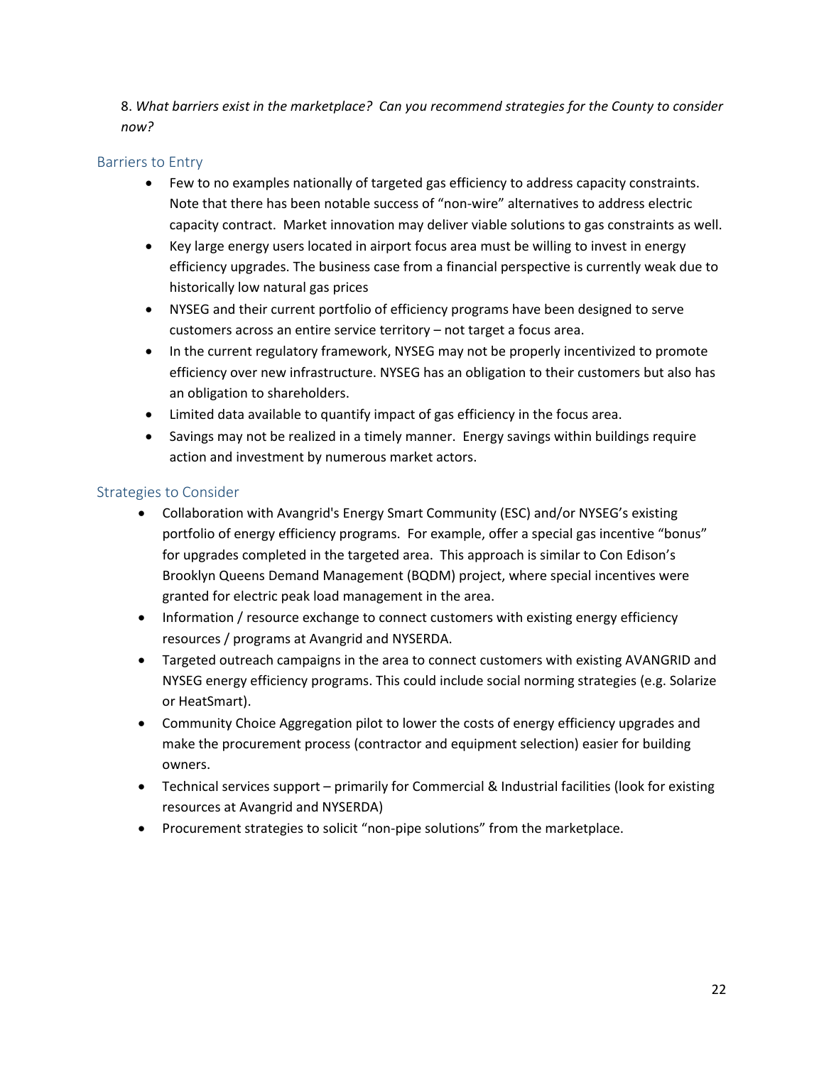8. *What barriers exist in the marketplace? Can you recommend strategies for the County to consider now?*

## Barriers to Entry

- Few to no examples nationally of targeted gas efficiency to address capacity constraints. Note that there has been notable success of "non-wire" alternatives to address electric capacity contract. Market innovation may deliver viable solutions to gas constraints as well.
- Key large energy users located in airport focus area must be willing to invest in energy efficiency upgrades. The business case from a financial perspective is currently weak due to historically low natural gas prices
- NYSEG and their current portfolio of efficiency programs have been designed to serve customers across an entire service territory – not target a focus area.
- In the current regulatory framework, NYSEG may not be properly incentivized to promote efficiency over new infrastructure. NYSEG has an obligation to their customers but also has an obligation to shareholders.
- Limited data available to quantify impact of gas efficiency in the focus area.
- Savings may not be realized in a timely manner. Energy savings within buildings require action and investment by numerous market actors.

## Strategies to Consider

- Collaboration with Avangrid's Energy Smart Community (ESC) and/or NYSEG's existing portfolio of energy efficiency programs. For example, offer a special gas incentive "bonus" for upgrades completed in the targeted area. This approach is similar to Con Edison's Brooklyn Queens Demand Management (BQDM) project, where special incentives were granted for electric peak load management in the area.
- Information / resource exchange to connect customers with existing energy efficiency resources / programs at Avangrid and NYSERDA.
- Targeted outreach campaigns in the area to connect customers with existing AVANGRID and NYSEG energy efficiency programs. This could include social norming strategies (e.g. Solarize or HeatSmart).
- Community Choice Aggregation pilot to lower the costs of energy efficiency upgrades and make the procurement process (contractor and equipment selection) easier for building owners.
- Technical services support – primarily for Commercial & Industrial facilities (look for existing resources at Avangrid and NYSERDA)
- Procurement strategies to solicit "non-pipe solutions" from the marketplace.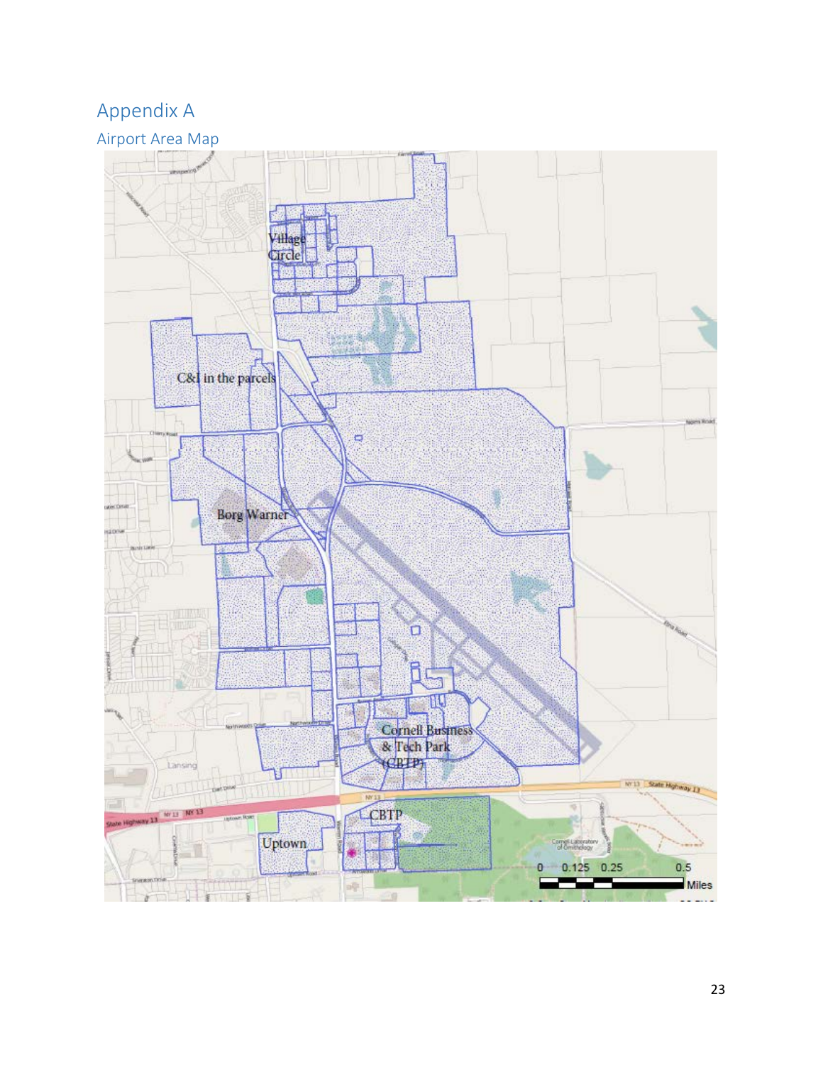# Appendix A

## Airport Area Map

Village Circle

C&I in the parcels

Borg Warner

Cornell Business & Tech Park (CBTP)

CBTP

Uptown

0 0.125 0.25 0.5 Miles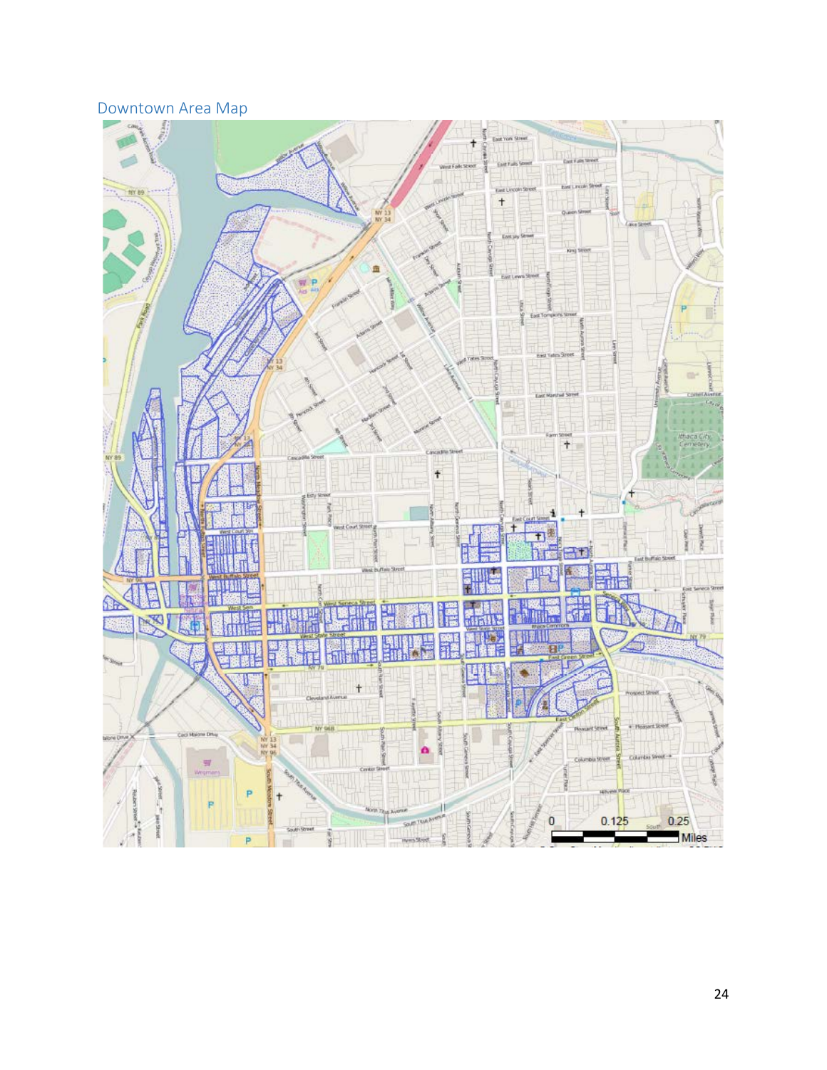## Downtown Area Map

0 0.125 0.25
Miles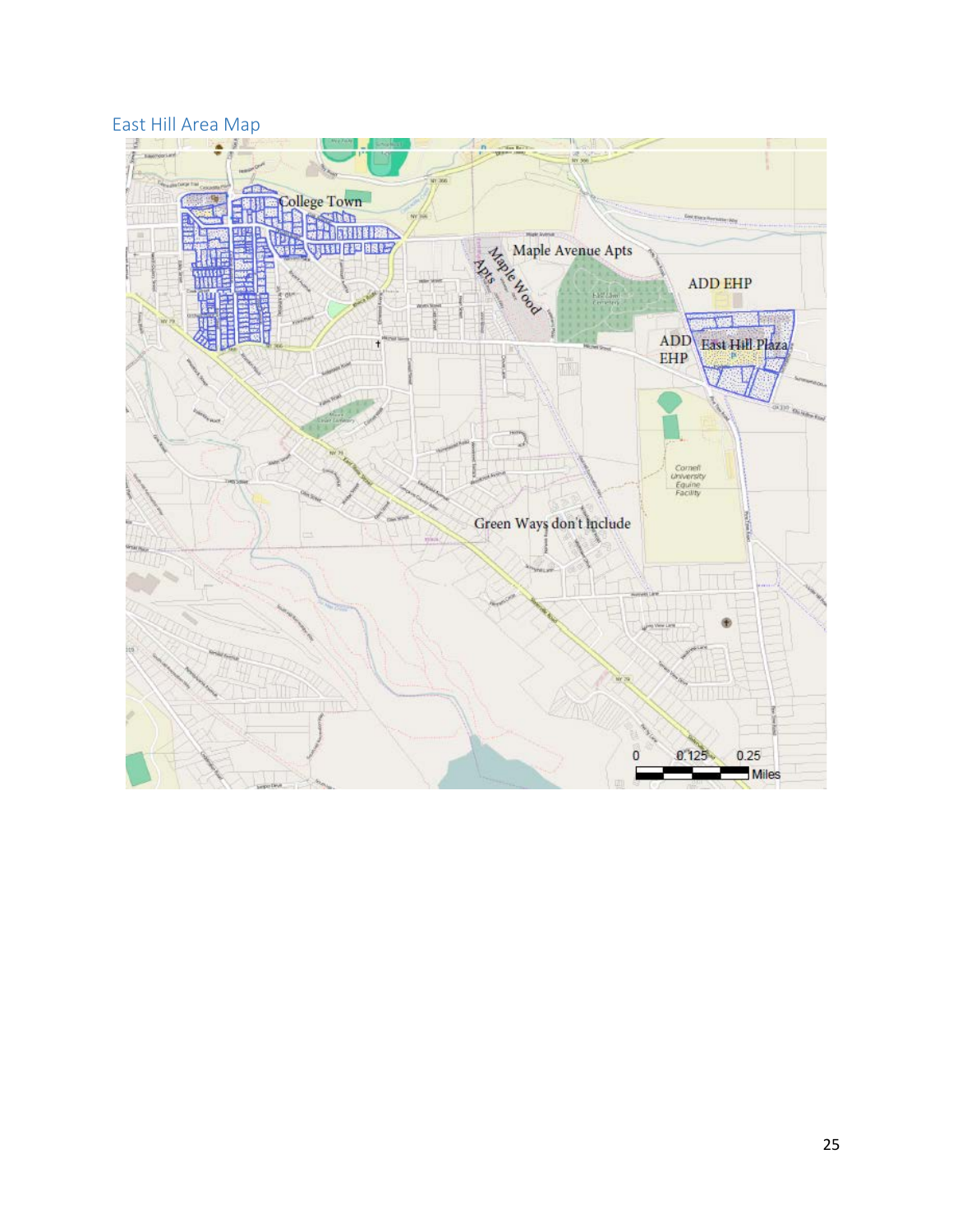## East Hill Area Map

College Town

Maple Avenue Apts

Maple Wood Apts

ADD EHP

ADD EHP

East Hill Plaza

Green Ways don't include

0 0.125 0.25

Miles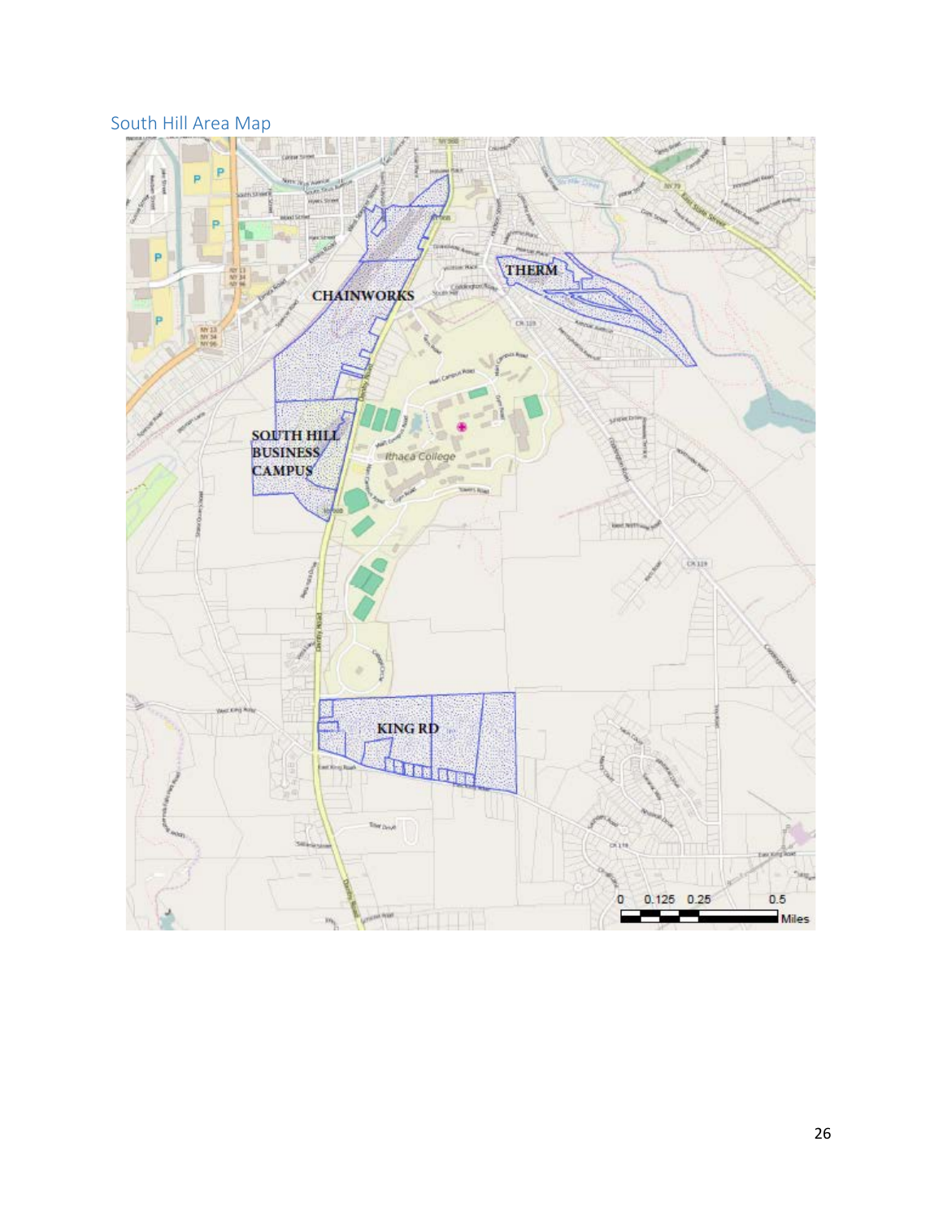## South Hill Area Map

CHAINWORKS

THERM

SOUTH HILL BUSINESS CAMPUS

Ithaca College

KING RD

0 0.125 0.25 0.5 Miles